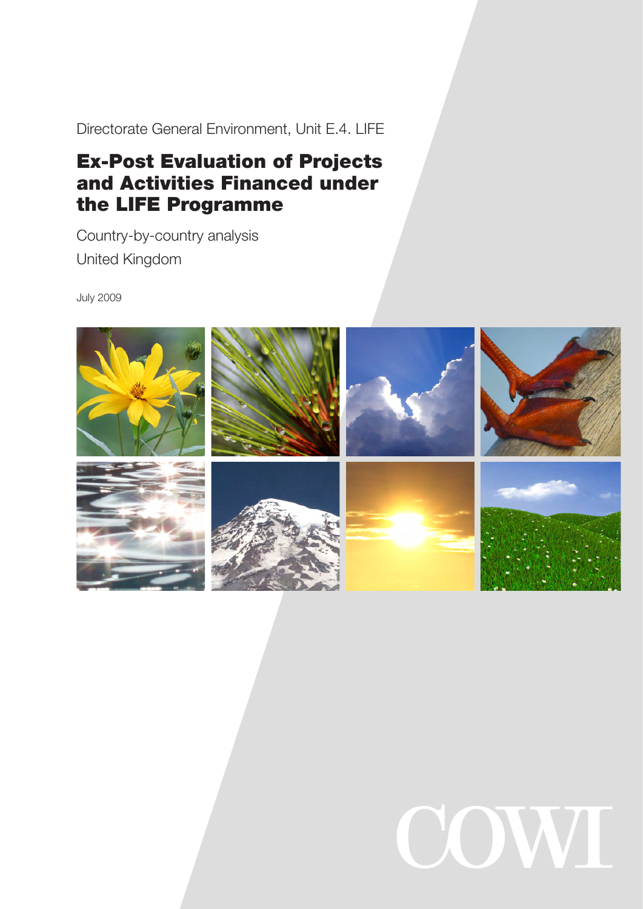Directorate General Environment, Unit E.4. LIFE

# Ex-Post Evaluation of Projects and Activities Financed under the LIFE Programme

Country-by-country analysis

United Kingdom

July 2009

COWI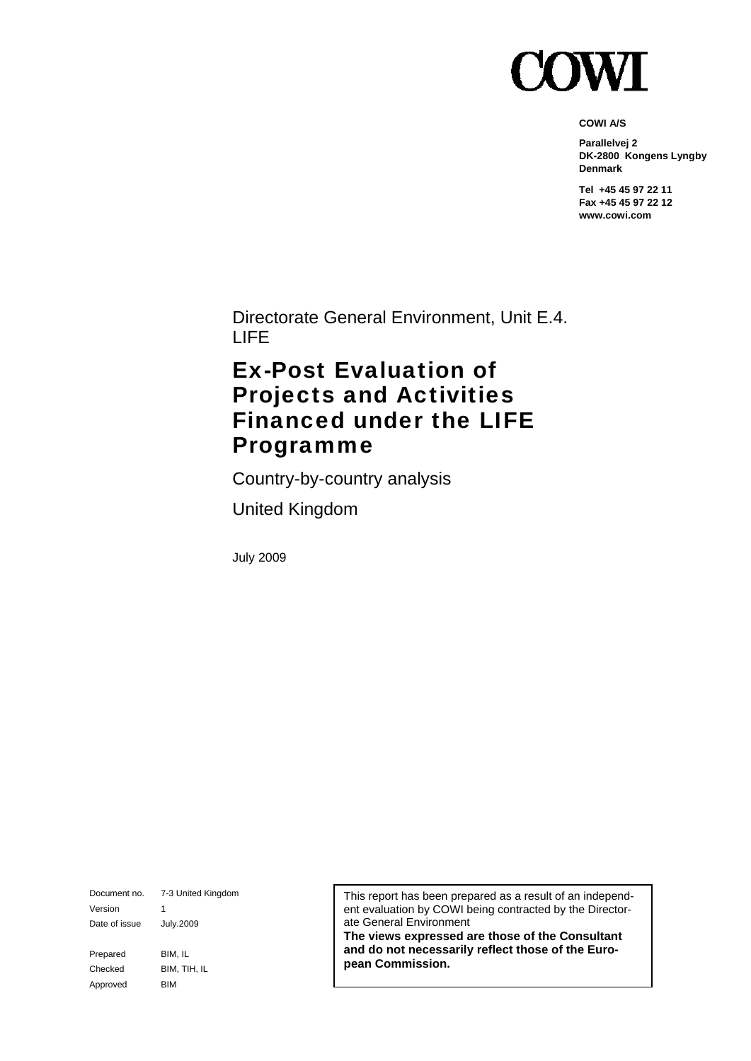# COWI

**COWI A/S**

**Parallelvej 2**
**DK-2800 Kongens Lyngby**
**Denmark**

**Tel +45 45 97 22 11**
**Fax +45 45 97 22 12**
**www.cowi.com**

Directorate General Environment, Unit E.4.
LIFE

# Ex-Post Evaluation of Projects and Activities Financed under the LIFE Programme

Country-by-country analysis

United Kingdom

July 2009

| | |
|---|---|
| Document no. | 7-3 United Kingdom |
| Version | 1 |
| Date of issue | July.2009 |
| Prepared | BIM, IL |
| Checked | BIM, TIH, IL |
| Approved | BIM |

This report has been prepared as a result of an independent evaluation by COWI being contracted by the Directorate General Environment
**The views expressed are those of the Consultant and do not necessarily reflect those of the European Commission.**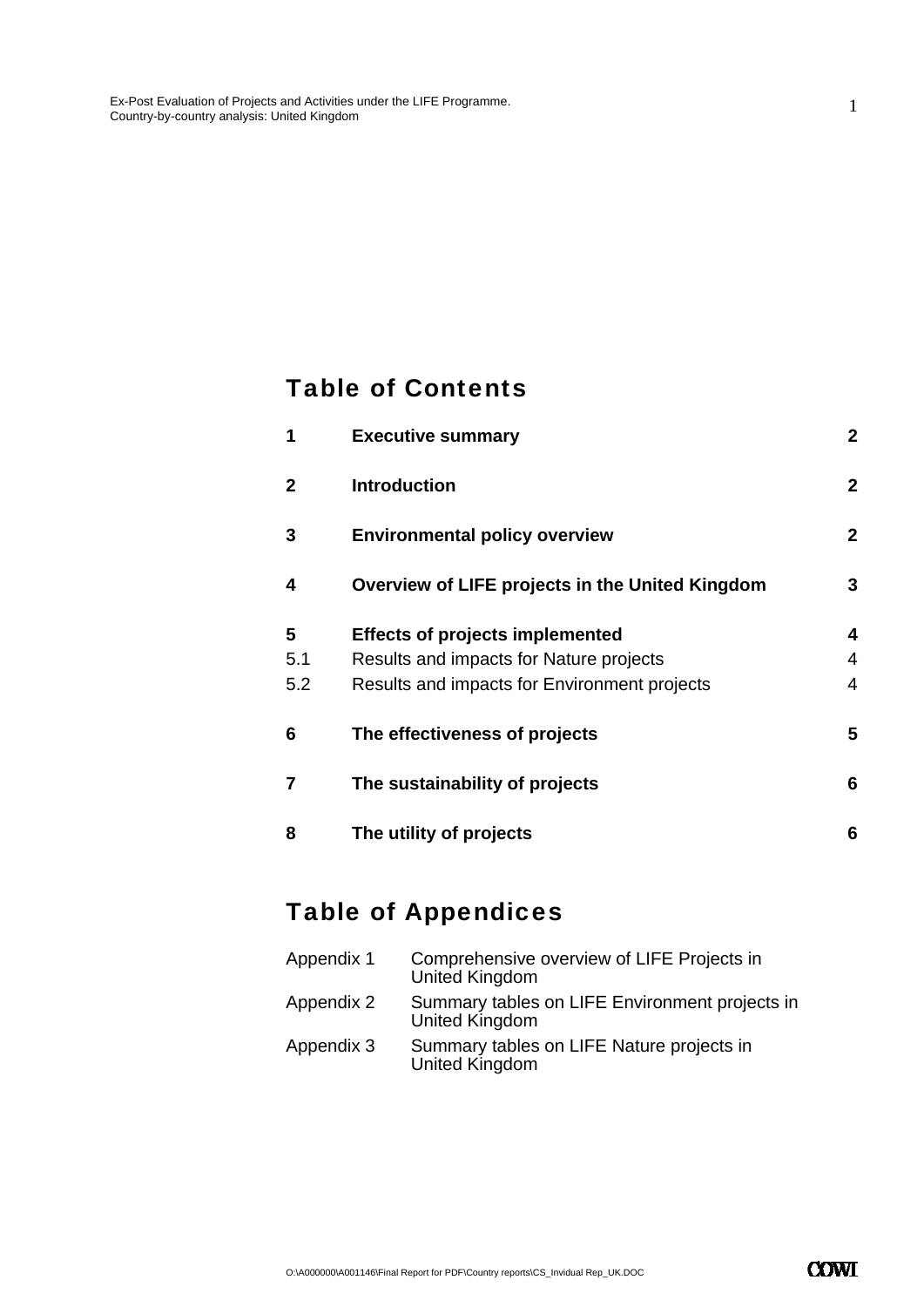# Table of Contents

| | | |
|---|---|---|
| **1** | **Executive summary** | **2** |
| **2** | **Introduction** | **2** |
| **3** | **Environmental policy overview** | **2** |
| **4** | **Overview of LIFE projects in the United Kingdom** | **3** |
| **5** | **Effects of projects implemented** | **4** |
| 5.1 | Results and impacts for Nature projects | 4 |
| 5.2 | Results and impacts for Environment projects | 4 |
| **6** | **The effectiveness of projects** | **5** |
| **7** | **The sustainability of projects** | **6** |
| **8** | **The utility of projects** | **6** |

# Table of Appendices

| | |
|---|---|
| Appendix 1 | Comprehensive overview of LIFE Projects in United Kingdom |
| Appendix 2 | Summary tables on LIFE Environment projects in United Kingdom |
| Appendix 3 | Summary tables on LIFE Nature projects in United Kingdom |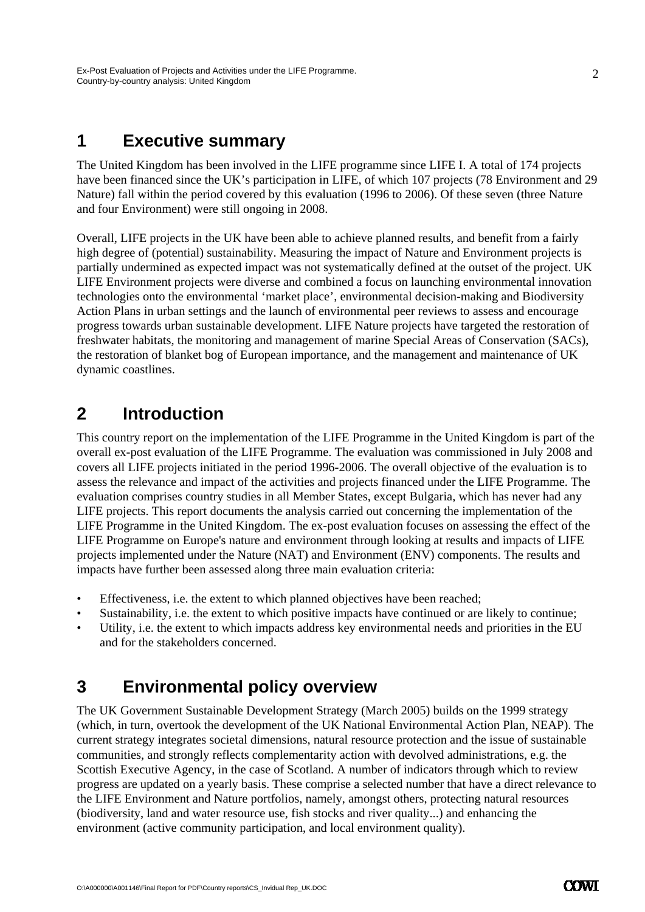# 1 Executive summary

The United Kingdom has been involved in the LIFE programme since LIFE I. A total of 174 projects have been financed since the UK's participation in LIFE, of which 107 projects (78 Environment and 29 Nature) fall within the period covered by this evaluation (1996 to 2006). Of these seven (three Nature and four Environment) were still ongoing in 2008.

Overall, LIFE projects in the UK have been able to achieve planned results, and benefit from a fairly high degree of (potential) sustainability. Measuring the impact of Nature and Environment projects is partially undermined as expected impact was not systematically defined at the outset of the project. UK LIFE Environment projects were diverse and combined a focus on launching environmental innovation technologies onto the environmental 'market place', environmental decision-making and Biodiversity Action Plans in urban settings and the launch of environmental peer reviews to assess and encourage progress towards urban sustainable development. LIFE Nature projects have targeted the restoration of freshwater habitats, the monitoring and management of marine Special Areas of Conservation (SACs), the restoration of blanket bog of European importance, and the management and maintenance of UK dynamic coastlines.

# 2 Introduction

This country report on the implementation of the LIFE Programme in the United Kingdom is part of the overall ex-post evaluation of the LIFE Programme. The evaluation was commissioned in July 2008 and covers all LIFE projects initiated in the period 1996-2006. The overall objective of the evaluation is to assess the relevance and impact of the activities and projects financed under the LIFE Programme. The evaluation comprises country studies in all Member States, except Bulgaria, which has never had any LIFE projects. This report documents the analysis carried out concerning the implementation of the LIFE Programme in the United Kingdom. The ex-post evaluation focuses on assessing the effect of the LIFE Programme on Europe's nature and environment through looking at results and impacts of LIFE projects implemented under the Nature (NAT) and Environment (ENV) components. The results and impacts have further been assessed along three main evaluation criteria:

- Effectiveness, i.e. the extent to which planned objectives have been reached;
- Sustainability, i.e. the extent to which positive impacts have continued or are likely to continue;
- Utility, i.e. the extent to which impacts address key environmental needs and priorities in the EU and for the stakeholders concerned.

# 3 Environmental policy overview

The UK Government Sustainable Development Strategy (March 2005) builds on the 1999 strategy (which, in turn, overtook the development of the UK National Environmental Action Plan, NEAP). The current strategy integrates societal dimensions, natural resource protection and the issue of sustainable communities, and strongly reflects complementarity action with devolved administrations, e.g. the Scottish Executive Agency, in the case of Scotland. A number of indicators through which to review progress are updated on a yearly basis. These comprise a selected number that have a direct relevance to the LIFE Environment and Nature portfolios, namely, amongst others, protecting natural resources (biodiversity, land and water resource use, fish stocks and river quality...) and enhancing the environment (active community participation, and local environment quality).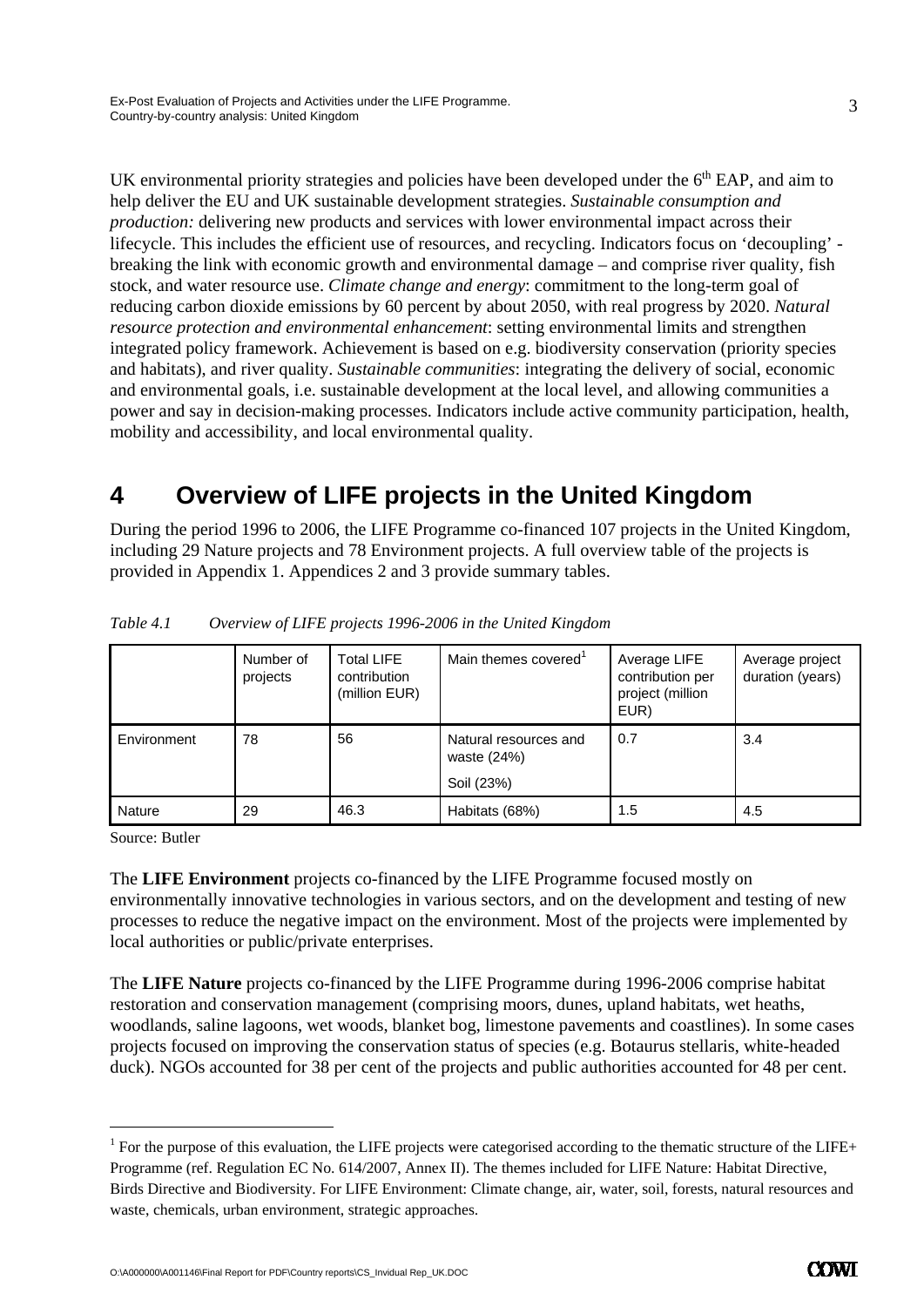UK environmental priority strategies and policies have been developed under the 6[th] EAP, and aim to help deliver the EU and UK sustainable development strategies. *Sustainable consumption and production:* delivering new products and services with lower environmental impact across their lifecycle. This includes the efficient use of resources, and recycling. Indicators focus on 'decoupling' - breaking the link with economic growth and environmental damage – and comprise river quality, fish stock, and water resource use. *Climate change and energy*: commitment to the long-term goal of reducing carbon dioxide emissions by 60 percent by about 2050, with real progress by 2020. *Natural resource protection and environmental enhancement*: setting environmental limits and strengthen integrated policy framework. Achievement is based on e.g. biodiversity conservation (priority species and habitats), and river quality. *Sustainable communities*: integrating the delivery of social, economic and environmental goals, i.e. sustainable development at the local level, and allowing communities a power and say in decision-making processes. Indicators include active community participation, health, mobility and accessibility, and local environmental quality.

# 4 Overview of LIFE projects in the United Kingdom

During the period 1996 to 2006, the LIFE Programme co-financed 107 projects in the United Kingdom, including 29 Nature projects and 78 Environment projects. A full overview table of the projects is provided in Appendix 1. Appendices 2 and 3 provide summary tables.

*Table 4.1 Overview of LIFE projects 1996-2006 in the United Kingdom*

| | Number of projects | Total LIFE contribution (million EUR) | Main themes covered[1] | Average LIFE contribution per project (million EUR) | Average project duration (years) |
|---|---|---|---|---|---|
| Environment | 78 | 56 | Natural resources and waste (24%)<br>Soil (23%) | 0.7 | 3.4 |
| Nature | 29 | 46.3 | Habitats (68%) | 1.5 | 4.5 |

Source: Butler

The **LIFE Environment** projects co-financed by the LIFE Programme focused mostly on environmentally innovative technologies in various sectors, and on the development and testing of new processes to reduce the negative impact on the environment. Most of the projects were implemented by local authorities or public/private enterprises.

The **LIFE Nature** projects co-financed by the LIFE Programme during 1996-2006 comprise habitat restoration and conservation management (comprising moors, dunes, upland habitats, wet heaths, woodlands, saline lagoons, wet woods, blanket bog, limestone pavements and coastlines). In some cases projects focused on improving the conservation status of species (e.g. Botaurus stellaris, white-headed duck). NGOs accounted for 38 per cent of the projects and public authorities accounted for 48 per cent.

[1] For the purpose of this evaluation, the LIFE projects were categorised according to the thematic structure of the LIFE+ Programme (ref. Regulation EC No. 614/2007, Annex II). The themes included for LIFE Nature: Habitat Directive, Birds Directive and Biodiversity. For LIFE Environment: Climate change, air, water, soil, forests, natural resources and waste, chemicals, urban environment, strategic approaches.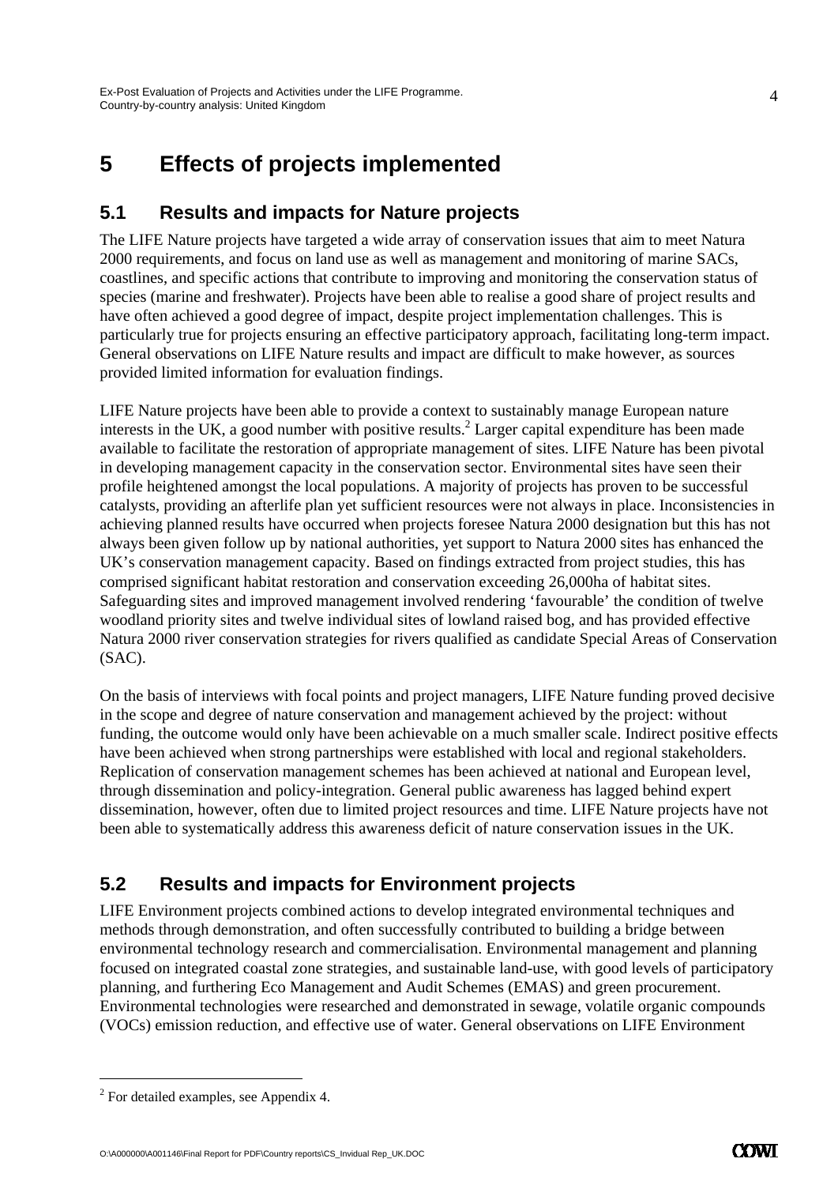# 5 Effects of projects implemented

## 5.1 Results and impacts for Nature projects

The LIFE Nature projects have targeted a wide array of conservation issues that aim to meet Natura 2000 requirements, and focus on land use as well as management and monitoring of marine SACs, coastlines, and specific actions that contribute to improving and monitoring the conservation status of species (marine and freshwater). Projects have been able to realise a good share of project results and have often achieved a good degree of impact, despite project implementation challenges. This is particularly true for projects ensuring an effective participatory approach, facilitating long-term impact. General observations on LIFE Nature results and impact are difficult to make however, as sources provided limited information for evaluation findings.

LIFE Nature projects have been able to provide a context to sustainably manage European nature interests in the UK, a good number with positive results.[2] Larger capital expenditure has been made available to facilitate the restoration of appropriate management of sites. LIFE Nature has been pivotal in developing management capacity in the conservation sector. Environmental sites have seen their profile heightened amongst the local populations. A majority of projects has proven to be successful catalysts, providing an afterlife plan yet sufficient resources were not always in place. Inconsistencies in achieving planned results have occurred when projects foresee Natura 2000 designation but this has not always been given follow up by national authorities, yet support to Natura 2000 sites has enhanced the UK's conservation management capacity. Based on findings extracted from project studies, this has comprised significant habitat restoration and conservation exceeding 26,000ha of habitat sites. Safeguarding sites and improved management involved rendering 'favourable' the condition of twelve woodland priority sites and twelve individual sites of lowland raised bog, and has provided effective Natura 2000 river conservation strategies for rivers qualified as candidate Special Areas of Conservation (SAC).

On the basis of interviews with focal points and project managers, LIFE Nature funding proved decisive in the scope and degree of nature conservation and management achieved by the project: without funding, the outcome would only have been achievable on a much smaller scale. Indirect positive effects have been achieved when strong partnerships were established with local and regional stakeholders. Replication of conservation management schemes has been achieved at national and European level, through dissemination and policy-integration. General public awareness has lagged behind expert dissemination, however, often due to limited project resources and time. LIFE Nature projects have not been able to systematically address this awareness deficit of nature conservation issues in the UK.

## 5.2 Results and impacts for Environment projects

LIFE Environment projects combined actions to develop integrated environmental techniques and methods through demonstration, and often successfully contributed to building a bridge between environmental technology research and commercialisation. Environmental management and planning focused on integrated coastal zone strategies, and sustainable land-use, with good levels of participatory planning, and furthering Eco Management and Audit Schemes (EMAS) and green procurement. Environmental technologies were researched and demonstrated in sewage, volatile organic compounds (VOCs) emission reduction, and effective use of water. General observations on LIFE Environment

---

[2] For detailed examples, see Appendix 4.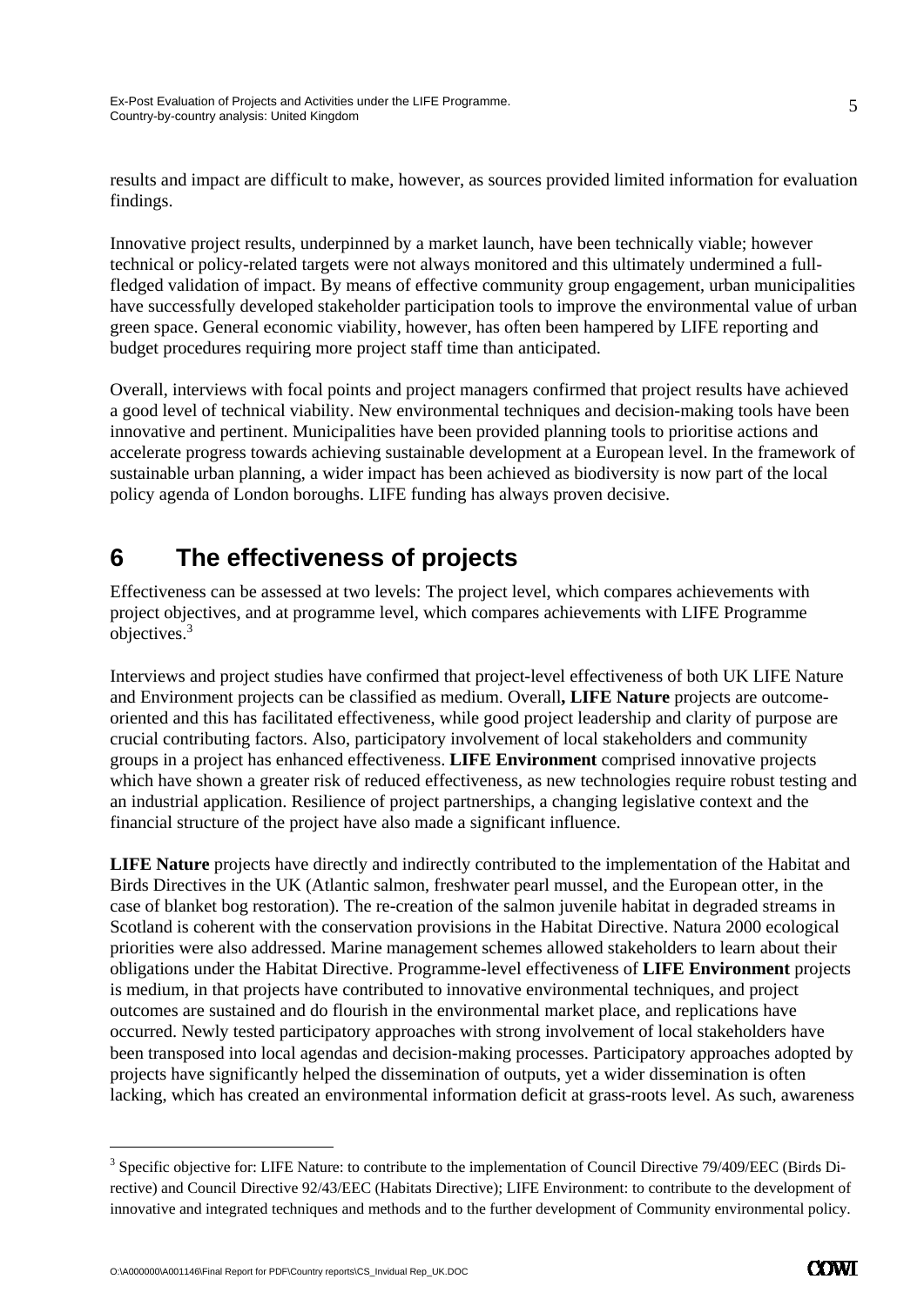results and impact are difficult to make, however, as sources provided limited information for evaluation findings.

Innovative project results, underpinned by a market launch, have been technically viable; however technical or policy-related targets were not always monitored and this ultimately undermined a full-fledged validation of impact. By means of effective community group engagement, urban municipalities have successfully developed stakeholder participation tools to improve the environmental value of urban green space. General economic viability, however, has often been hampered by LIFE reporting and budget procedures requiring more project staff time than anticipated.

Overall, interviews with focal points and project managers confirmed that project results have achieved a good level of technical viability. New environmental techniques and decision-making tools have been innovative and pertinent. Municipalities have been provided planning tools to prioritise actions and accelerate progress towards achieving sustainable development at a European level. In the framework of sustainable urban planning, a wider impact has been achieved as biodiversity is now part of the local policy agenda of London boroughs. LIFE funding has always proven decisive.

# 6 The effectiveness of projects

Effectiveness can be assessed at two levels: The project level, which compares achievements with project objectives, and at programme level, which compares achievements with LIFE Programme objectives.[3]

Interviews and project studies have confirmed that project-level effectiveness of both UK LIFE Nature and Environment projects can be classified as medium. Overall**, LIFE Nature** projects are outcome-oriented and this has facilitated effectiveness, while good project leadership and clarity of purpose are crucial contributing factors. Also, participatory involvement of local stakeholders and community groups in a project has enhanced effectiveness. **LIFE Environment** comprised innovative projects which have shown a greater risk of reduced effectiveness, as new technologies require robust testing and an industrial application. Resilience of project partnerships, a changing legislative context and the financial structure of the project have also made a significant influence.

**LIFE Nature** projects have directly and indirectly contributed to the implementation of the Habitat and Birds Directives in the UK (Atlantic salmon, freshwater pearl mussel, and the European otter, in the case of blanket bog restoration). The re-creation of the salmon juvenile habitat in degraded streams in Scotland is coherent with the conservation provisions in the Habitat Directive. Natura 2000 ecological priorities were also addressed. Marine management schemes allowed stakeholders to learn about their obligations under the Habitat Directive. Programme-level effectiveness of **LIFE Environment** projects is medium, in that projects have contributed to innovative environmental techniques, and project outcomes are sustained and do flourish in the environmental market place, and replications have occurred. Newly tested participatory approaches with strong involvement of local stakeholders have been transposed into local agendas and decision-making processes. Participatory approaches adopted by projects have significantly helped the dissemination of outputs, yet a wider dissemination is often lacking, which has created an environmental information deficit at grass-roots level. As such, awareness

[3] Specific objective for: LIFE Nature: to contribute to the implementation of Council Directive 79/409/EEC (Birds Directive) and Council Directive 92/43/EEC (Habitats Directive); LIFE Environment: to contribute to the development of innovative and integrated techniques and methods and to the further development of Community environmental policy.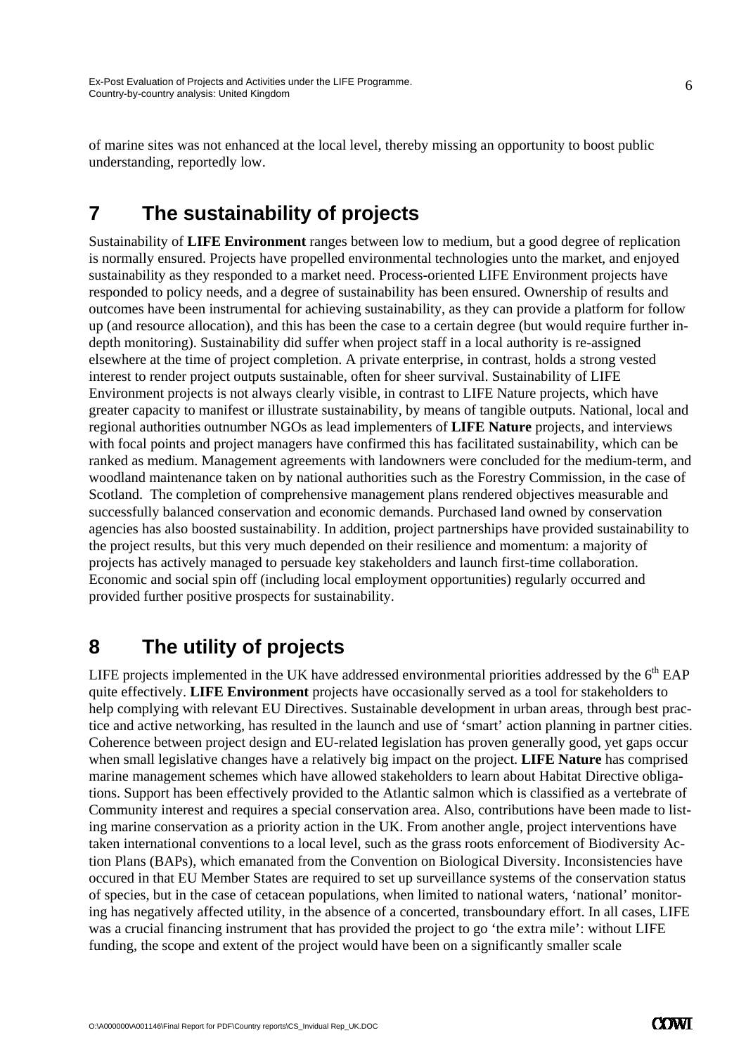of marine sites was not enhanced at the local level, thereby missing an opportunity to boost public understanding, reportedly low.

# 7 The sustainability of projects

Sustainability of **LIFE Environment** ranges between low to medium, but a good degree of replication is normally ensured. Projects have propelled environmental technologies unto the market, and enjoyed sustainability as they responded to a market need. Process-oriented LIFE Environment projects have responded to policy needs, and a degree of sustainability has been ensured. Ownership of results and outcomes have been instrumental for achieving sustainability, as they can provide a platform for follow up (and resource allocation), and this has been the case to a certain degree (but would require further in-depth monitoring). Sustainability did suffer when project staff in a local authority is re-assigned elsewhere at the time of project completion. A private enterprise, in contrast, holds a strong vested interest to render project outputs sustainable, often for sheer survival. Sustainability of LIFE Environment projects is not always clearly visible, in contrast to LIFE Nature projects, which have greater capacity to manifest or illustrate sustainability, by means of tangible outputs. National, local and regional authorities outnumber NGOs as lead implementers of **LIFE Nature** projects, and interviews with focal points and project managers have confirmed this has facilitated sustainability, which can be ranked as medium. Management agreements with landowners were concluded for the medium-term, and woodland maintenance taken on by national authorities such as the Forestry Commission, in the case of Scotland. The completion of comprehensive management plans rendered objectives measurable and successfully balanced conservation and economic demands. Purchased land owned by conservation agencies has also boosted sustainability. In addition, project partnerships have provided sustainability to the project results, but this very much depended on their resilience and momentum: a majority of projects has actively managed to persuade key stakeholders and launch first-time collaboration. Economic and social spin off (including local employment opportunities) regularly occurred and provided further positive prospects for sustainability.

# 8 The utility of projects

LIFE projects implemented in the UK have addressed environmental priorities addressed by the 6th EAP quite effectively. **LIFE Environment** projects have occasionally served as a tool for stakeholders to help complying with relevant EU Directives. Sustainable development in urban areas, through best practice and active networking, has resulted in the launch and use of 'smart' action planning in partner cities. Coherence between project design and EU-related legislation has proven generally good, yet gaps occur when small legislative changes have a relatively big impact on the project. **LIFE Nature** has comprised marine management schemes which have allowed stakeholders to learn about Habitat Directive obligations. Support has been effectively provided to the Atlantic salmon which is classified as a vertebrate of Community interest and requires a special conservation area. Also, contributions have been made to listing marine conservation as a priority action in the UK. From another angle, project interventions have taken international conventions to a local level, such as the grass roots enforcement of Biodiversity Action Plans (BAPs), which emanated from the Convention on Biological Diversity. Inconsistencies have occured in that EU Member States are required to set up surveillance systems of the conservation status of species, but in the case of cetacean populations, when limited to national waters, 'national' monitoring has negatively affected utility, in the absence of a concerted, transboundary effort. In all cases, LIFE was a crucial financing instrument that has provided the project to go 'the extra mile': without LIFE funding, the scope and extent of the project would have been on a significantly smaller scale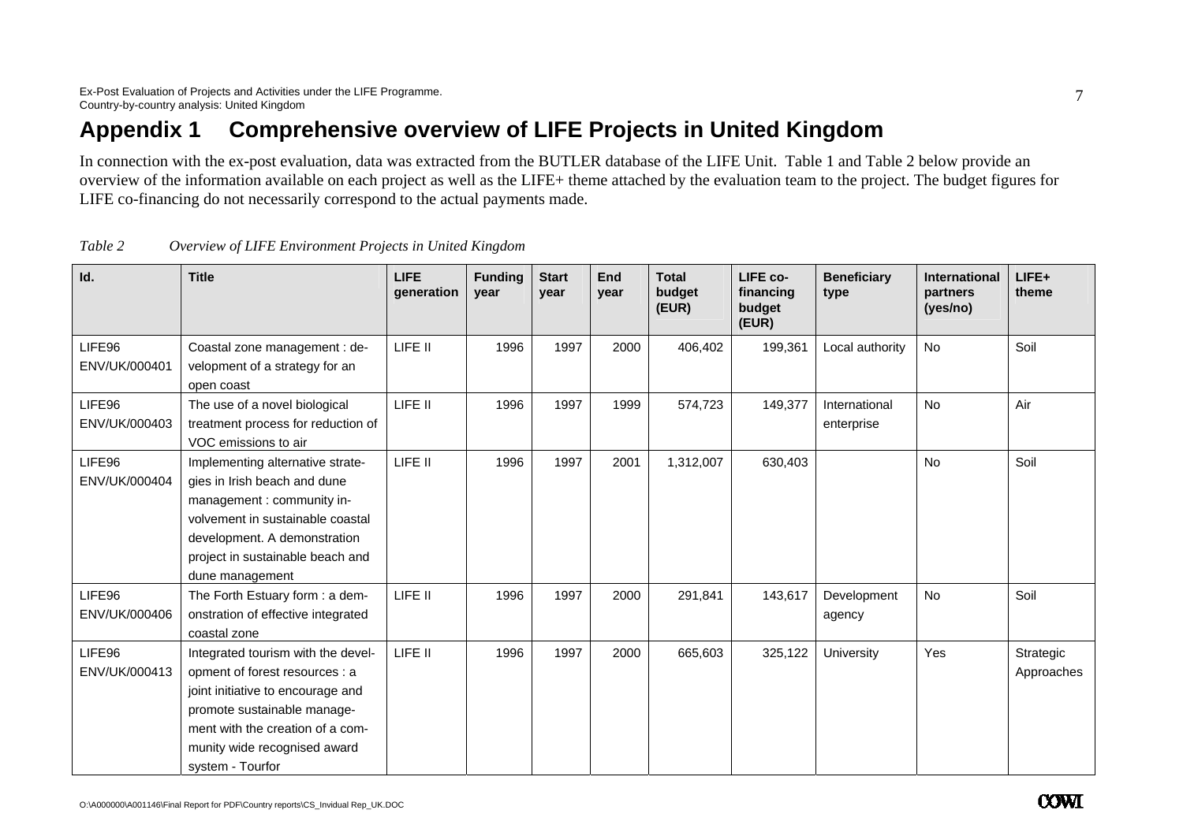# Appendix 1 Comprehensive overview of LIFE Projects in United Kingdom

In connection with the ex-post evaluation, data was extracted from the BUTLER database of the LIFE Unit. Table 1 and Table 2 below provide an overview of the information available on each project as well as the LIFE+ theme attached by the evaluation team to the project. The budget figures for LIFE co-financing do not necessarily correspond to the actual payments made.

*Table 2 Overview of LIFE Environment Projects in United Kingdom*

| Id. | Title | LIFE generation | Funding year | Start year | End year | Total budget (EUR) | LIFE co-financing budget (EUR) | Beneficiary type | International partners (yes/no) | LIFE+ theme |
|---|---|---|---|---|---|---|---|---|---|---|
| LIFE96 ENV/UK/000401 | Coastal zone management : development of a strategy for an open coast | LIFE II | 1996 | 1997 | 2000 | 406,402 | 199,361 | Local authority | No | Soil |
| LIFE96 ENV/UK/000403 | The use of a novel biological treatment process for reduction of VOC emissions to air | LIFE II | 1996 | 1997 | 1999 | 574,723 | 149,377 | International enterprise | No | Air |
| LIFE96 ENV/UK/000404 | Implementing alternative strategies in Irish beach and dune management : community involvement in sustainable coastal development. A demonstration project in sustainable beach and dune management | LIFE II | 1996 | 1997 | 2001 | 1,312,007 | 630,403 | | No | Soil |
| LIFE96 ENV/UK/000406 | The Forth Estuary form : a demonstration of effective integrated coastal zone | LIFE II | 1996 | 1997 | 2000 | 291,841 | 143,617 | Development agency | No | Soil |
| LIFE96 ENV/UK/000413 | Integrated tourism with the development of forest resources : a joint initiative to encourage and promote sustainable management with the creation of a community wide recognised award system - Tourfor | LIFE II | 1996 | 1997 | 2000 | 665,603 | 325,122 | University | Yes | Strategic Approaches |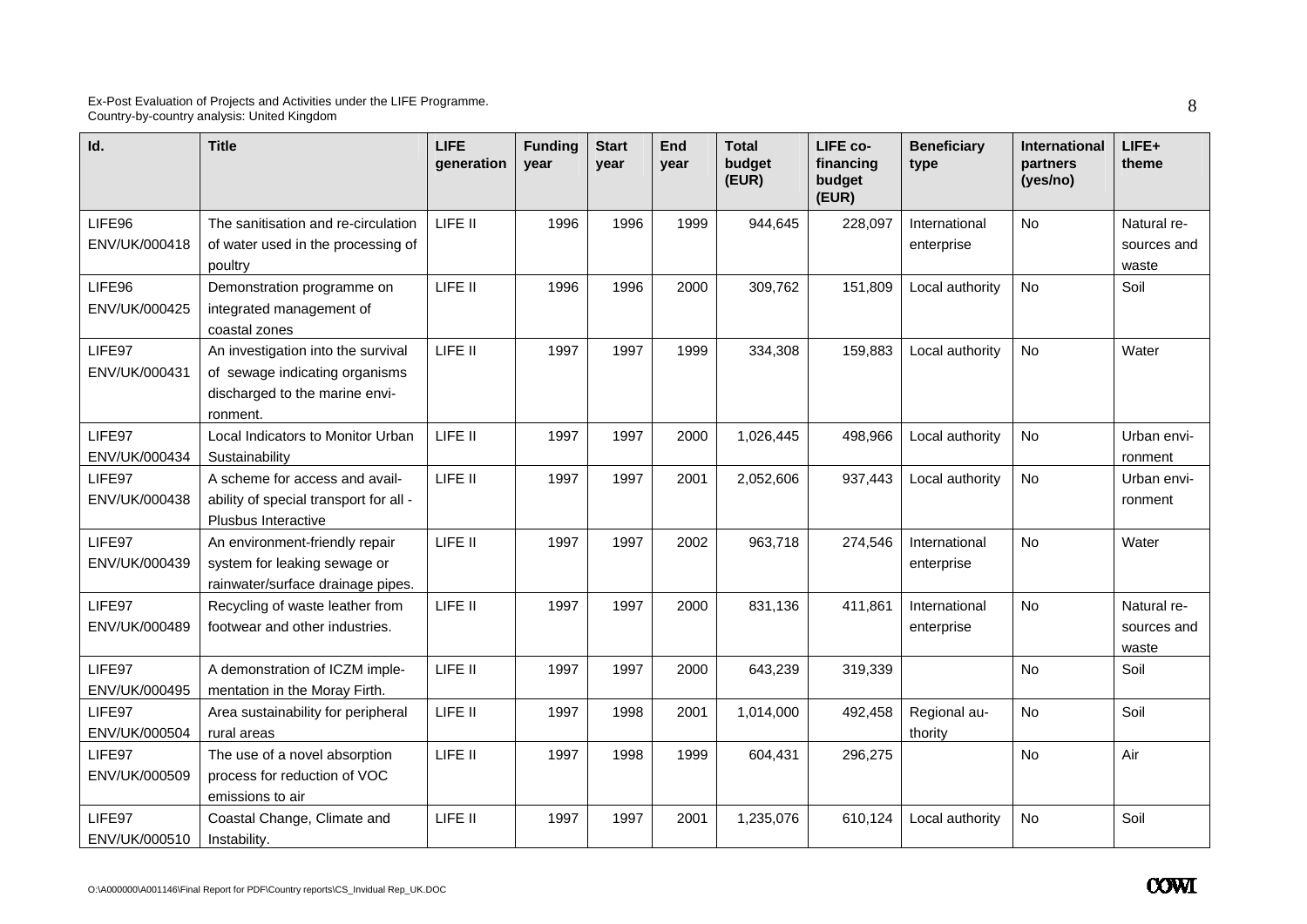| Id. | Title | LIFE generation | Funding year | Start year | End year | Total budget (EUR) | LIFE co-financing budget (EUR) | Beneficiary type | International partners (yes/no) | LIFE+ theme |
|---|---|---|---|---|---|---|---|---|---|---|
| LIFE96 ENV/UK/000418 | The sanitisation and re-circulation of water used in the processing of poultry | LIFE II | 1996 | 1996 | 1999 | 944,645 | 228,097 | International enterprise | No | Natural resources and waste |
| LIFE96 ENV/UK/000425 | Demonstration programme on integrated management of coastal zones | LIFE II | 1996 | 1996 | 2000 | 309,762 | 151,809 | Local authority | No | Soil |
| LIFE97 ENV/UK/000431 | An investigation into the survival of sewage indicating organisms discharged to the marine environment. | LIFE II | 1997 | 1997 | 1999 | 334,308 | 159,883 | Local authority | No | Water |
| LIFE97 ENV/UK/000434 | Local Indicators to Monitor Urban Sustainability | LIFE II | 1997 | 1997 | 2000 | 1,026,445 | 498,966 | Local authority | No | Urban environment |
| LIFE97 ENV/UK/000438 | A scheme for access and availability of special transport for all - Plusbus Interactive | LIFE II | 1997 | 1997 | 2001 | 2,052,606 | 937,443 | Local authority | No | Urban environment |
| LIFE97 ENV/UK/000439 | An environment-friendly repair system for leaking sewage or rainwater/surface drainage pipes. | LIFE II | 1997 | 1997 | 2002 | 963,718 | 274,546 | International enterprise | No | Water |
| LIFE97 ENV/UK/000489 | Recycling of waste leather from footwear and other industries. | LIFE II | 1997 | 1997 | 2000 | 831,136 | 411,861 | International enterprise | No | Natural resources and waste |
| LIFE97 ENV/UK/000495 | A demonstration of ICZM implementation in the Moray Firth. | LIFE II | 1997 | 1997 | 2000 | 643,239 | 319,339 | | No | Soil |
| LIFE97 ENV/UK/000504 | Area sustainability for peripheral rural areas | LIFE II | 1997 | 1998 | 2001 | 1,014,000 | 492,458 | Regional authority | No | Soil |
| LIFE97 ENV/UK/000509 | The use of a novel absorption process for reduction of VOC emissions to air | LIFE II | 1997 | 1998 | 1999 | 604,431 | 296,275 | | No | Air |
| LIFE97 ENV/UK/000510 | Coastal Change, Climate and Instability. | LIFE II | 1997 | 1997 | 2001 | 1,235,076 | 610,124 | Local authority | No | Soil |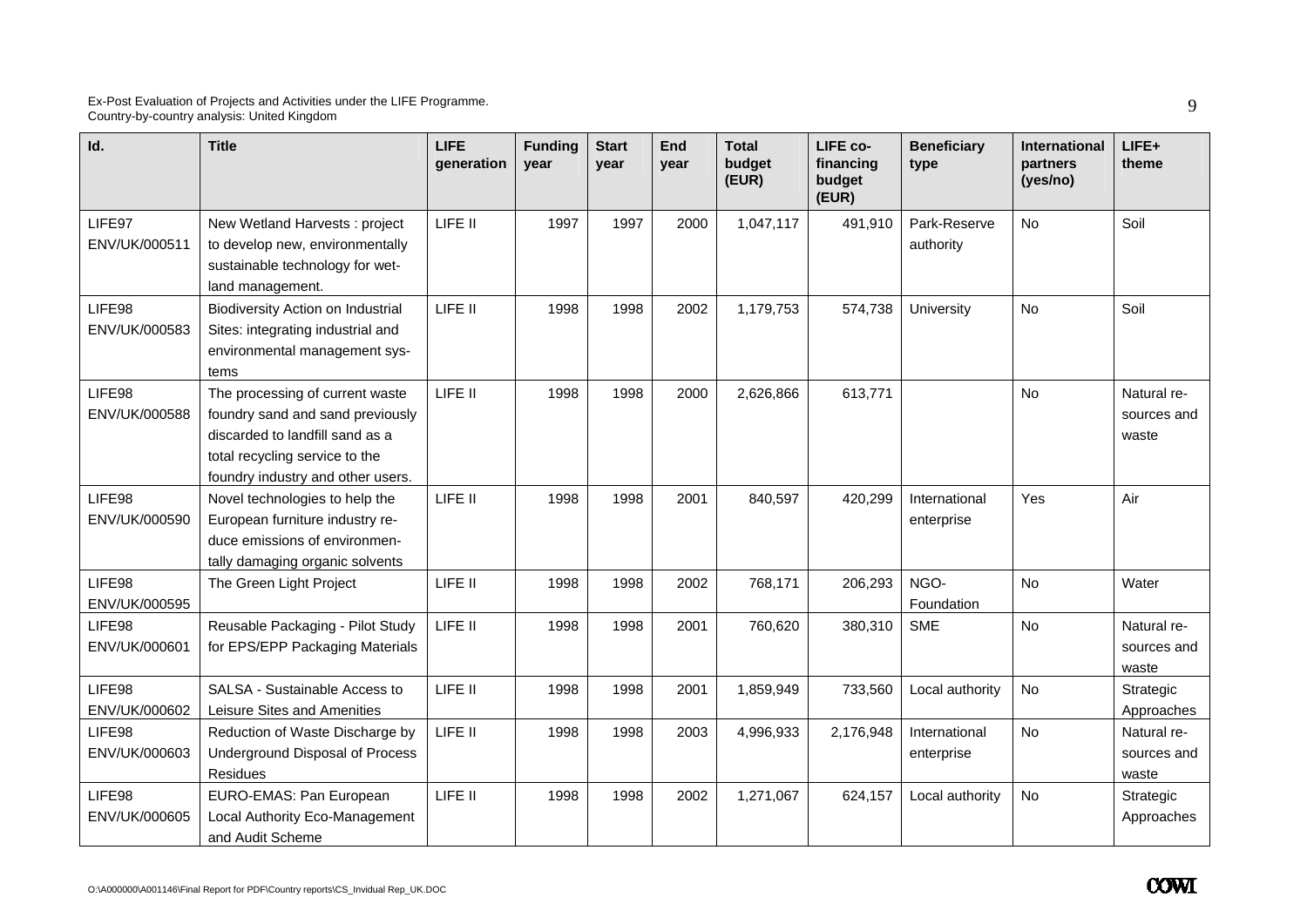| Id. | Title | LIFE generation | Funding year | Start year | End year | Total budget (EUR) | LIFE co-financing budget (EUR) | Beneficiary type | International partners (yes/no) | LIFE+ theme |
|---|---|---|---|---|---|---|---|---|---|---|
| LIFE97 ENV/UK/000511 | New Wetland Harvests : project to develop new, environmentally sustainable technology for wet-land management. | LIFE II | 1997 | 1997 | 2000 | 1,047,117 | 491,910 | Park-Reserve authority | No | Soil |
| LIFE98 ENV/UK/000583 | Biodiversity Action on Industrial Sites: integrating industrial and environmental management sys-tems | LIFE II | 1998 | 1998 | 2002 | 1,179,753 | 574,738 | University | No | Soil |
| LIFE98 ENV/UK/000588 | The processing of current waste foundry sand and sand previously discarded to landfill sand as a total recycling service to the foundry industry and other users. | LIFE II | 1998 | 1998 | 2000 | 2,626,866 | 613,771 | | No | Natural re-sources and waste |
| LIFE98 ENV/UK/000590 | Novel technologies to help the European furniture industry re-duce emissions of environmen-tally damaging organic solvents | LIFE II | 1998 | 1998 | 2001 | 840,597 | 420,299 | International enterprise | Yes | Air |
| LIFE98 ENV/UK/000595 | The Green Light Project | LIFE II | 1998 | 1998 | 2002 | 768,171 | 206,293 | NGO-Foundation | No | Water |
| LIFE98 ENV/UK/000601 | Reusable Packaging - Pilot Study for EPS/EPP Packaging Materials | LIFE II | 1998 | 1998 | 2001 | 760,620 | 380,310 | SME | No | Natural re-sources and waste |
| LIFE98 ENV/UK/000602 | SALSA - Sustainable Access to Leisure Sites and Amenities | LIFE II | 1998 | 1998 | 2001 | 1,859,949 | 733,560 | Local authority | No | Strategic Approaches |
| LIFE98 ENV/UK/000603 | Reduction of Waste Discharge by Underground Disposal of Process Residues | LIFE II | 1998 | 1998 | 2003 | 4,996,933 | 2,176,948 | International enterprise | No | Natural re-sources and waste |
| LIFE98 ENV/UK/000605 | EURO-EMAS: Pan European Local Authority Eco-Management and Audit Scheme | LIFE II | 1998 | 1998 | 2002 | 1,271,067 | 624,157 | Local authority | No | Strategic Approaches |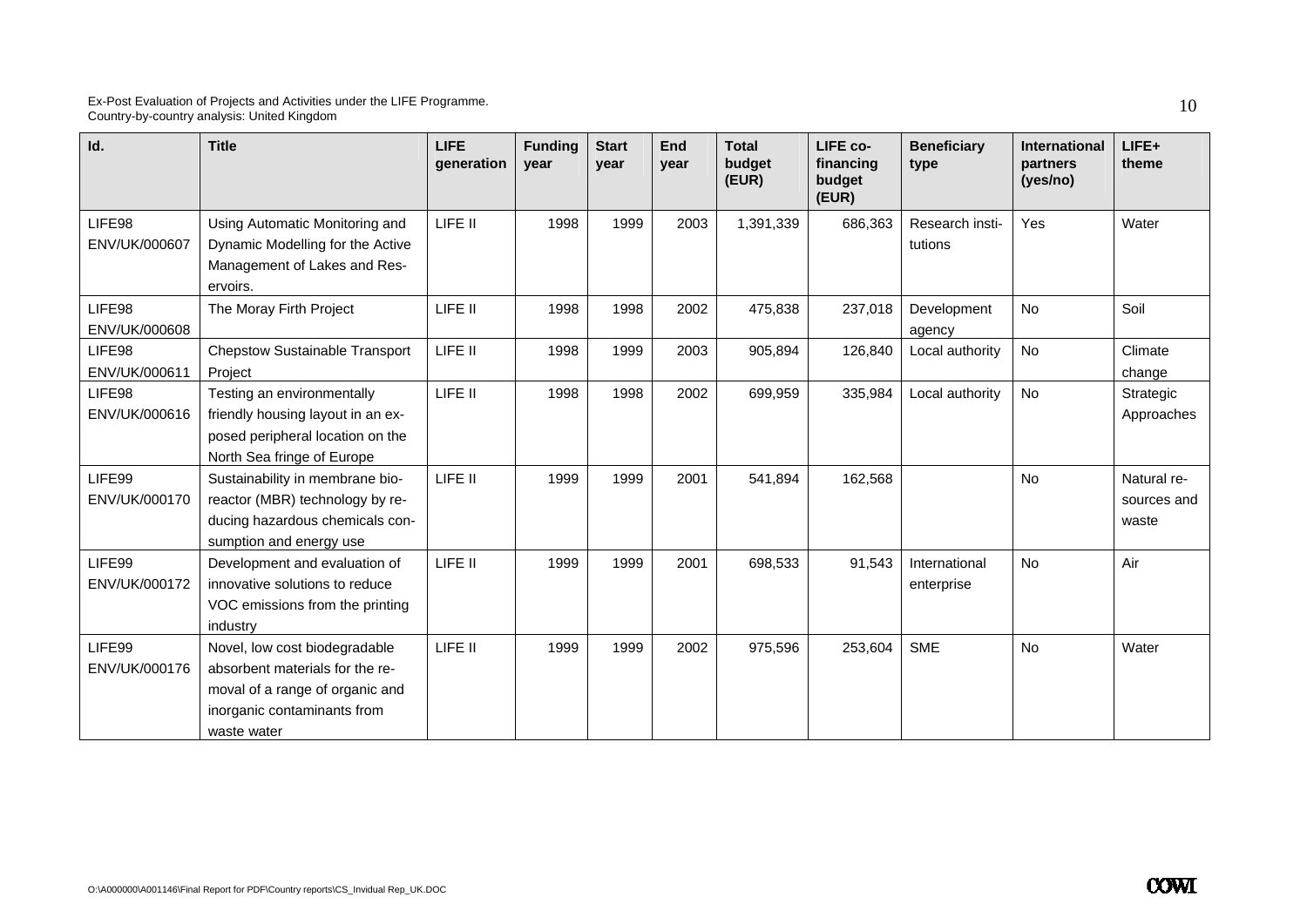| Id. | Title | LIFE generation | Funding year | Start year | End year | Total budget (EUR) | LIFE co-financing budget (EUR) | Beneficiary type | International partners (yes/no) | LIFE+ theme |
|---|---|---|---|---|---|---|---|---|---|---|
| LIFE98 ENV/UK/000607 | Using Automatic Monitoring and Dynamic Modelling for the Active Management of Lakes and Reservoirs. | LIFE II | 1998 | 1999 | 2003 | 1,391,339 | 686,363 | Research institutions | Yes | Water |
| LIFE98 ENV/UK/000608 | The Moray Firth Project | LIFE II | 1998 | 1998 | 2002 | 475,838 | 237,018 | Development agency | No | Soil |
| LIFE98 ENV/UK/000611 | Chepstow Sustainable Transport Project | LIFE II | 1998 | 1999 | 2003 | 905,894 | 126,840 | Local authority | No | Climate change |
| LIFE98 ENV/UK/000616 | Testing an environmentally friendly housing layout in an exposed peripheral location on the North Sea fringe of Europe | LIFE II | 1998 | 1998 | 2002 | 699,959 | 335,984 | Local authority | No | Strategic Approaches |
| LIFE99 ENV/UK/000170 | Sustainability in membrane bioreactor (MBR) technology by reducing hazardous chemicals consumption and energy use | LIFE II | 1999 | 1999 | 2001 | 541,894 | 162,568 | | No | Natural resources and waste |
| LIFE99 ENV/UK/000172 | Development and evaluation of innovative solutions to reduce VOC emissions from the printing industry | LIFE II | 1999 | 1999 | 2001 | 698,533 | 91,543 | International enterprise | No | Air |
| LIFE99 ENV/UK/000176 | Novel, low cost biodegradable absorbent materials for the removal of a range of organic and inorganic contaminants from waste water | LIFE II | 1999 | 1999 | 2002 | 975,596 | 253,604 | SME | No | Water |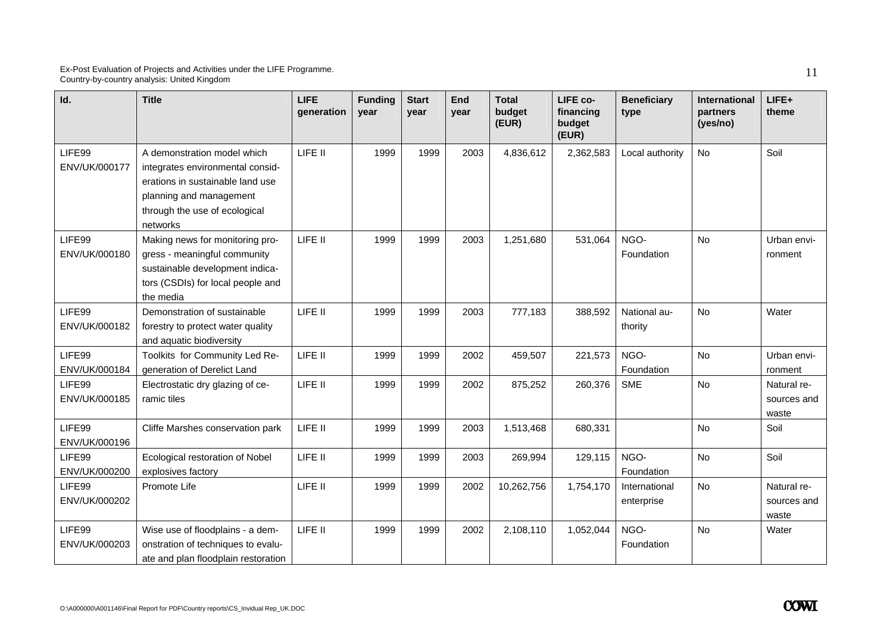| Id. | Title | LIFE generation | Funding year | Start year | End year | Total budget (EUR) | LIFE co-financing budget (EUR) | Beneficiary type | International partners (yes/no) | LIFE+ theme |
|---|---|---|---|---|---|---|---|---|---|---|
| LIFE99 ENV/UK/000177 | A demonstration model which integrates environmental considerations in sustainable land use planning and management through the use of ecological networks | LIFE II | 1999 | 1999 | 2003 | 4,836,612 | 2,362,583 | Local authority | No | Soil |
| LIFE99 ENV/UK/000180 | Making news for monitoring progress - meaningful community sustainable development indicators (CSDIs) for local people and the media | LIFE II | 1999 | 1999 | 2003 | 1,251,680 | 531,064 | NGO-Foundation | No | Urban environment |
| LIFE99 ENV/UK/000182 | Demonstration of sustainable forestry to protect water quality and aquatic biodiversity | LIFE II | 1999 | 1999 | 2003 | 777,183 | 388,592 | National authority | No | Water |
| LIFE99 ENV/UK/000184 | Toolkits for Community Led Regeneration of Derelict Land | LIFE II | 1999 | 1999 | 2002 | 459,507 | 221,573 | NGO-Foundation | No | Urban environment |
| LIFE99 ENV/UK/000185 | Electrostatic dry glazing of ceramic tiles | LIFE II | 1999 | 1999 | 2002 | 875,252 | 260,376 | SME | No | Natural resources and waste |
| LIFE99 ENV/UK/000196 | Cliffe Marshes conservation park | LIFE II | 1999 | 1999 | 2003 | 1,513,468 | 680,331 | | No | Soil |
| LIFE99 ENV/UK/000200 | Ecological restoration of Nobel explosives factory | LIFE II | 1999 | 1999 | 2003 | 269,994 | 129,115 | NGO-Foundation | No | Soil |
| LIFE99 ENV/UK/000202 | Promote Life | LIFE II | 1999 | 1999 | 2002 | 10,262,756 | 1,754,170 | International enterprise | No | Natural resources and waste |
| LIFE99 ENV/UK/000203 | Wise use of floodplains - a demonstration of techniques to evaluate and plan floodplain restoration | LIFE II | 1999 | 1999 | 2002 | 2,108,110 | 1,052,044 | NGO-Foundation | No | Water |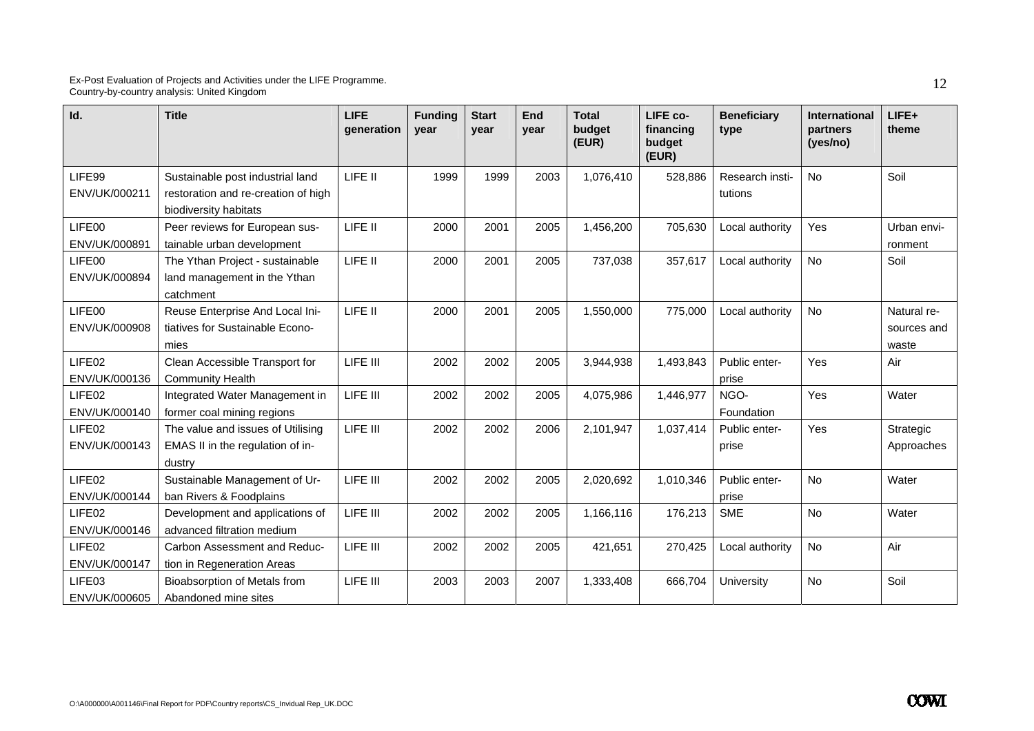| Id. | Title | LIFE generation | Funding year | Start year | End year | Total budget (EUR) | LIFE co-financing budget (EUR) | Beneficiary type | International partners (yes/no) | LIFE+ theme |
|---|---|---|---|---|---|---|---|---|---|---|
| LIFE99 ENV/UK/000211 | Sustainable post industrial land restoration and re-creation of high biodiversity habitats | LIFE II | 1999 | 1999 | 2003 | 1,076,410 | 528,886 | Research institutions | No | Soil |
| LIFE00 ENV/UK/000891 | Peer reviews for European sustainable urban development | LIFE II | 2000 | 2001 | 2005 | 1,456,200 | 705,630 | Local authority | Yes | Urban environment |
| LIFE00 ENV/UK/000894 | The Ythan Project - sustainable land management in the Ythan catchment | LIFE II | 2000 | 2001 | 2005 | 737,038 | 357,617 | Local authority | No | Soil |
| LIFE00 ENV/UK/000908 | Reuse Enterprise And Local Initiatives for Sustainable Economies | LIFE II | 2000 | 2001 | 2005 | 1,550,000 | 775,000 | Local authority | No | Natural resources and waste |
| LIFE02 ENV/UK/000136 | Clean Accessible Transport for Community Health | LIFE III | 2002 | 2002 | 2005 | 3,944,938 | 1,493,843 | Public enterprise | Yes | Air |
| LIFE02 ENV/UK/000140 | Integrated Water Management in former coal mining regions | LIFE III | 2002 | 2002 | 2005 | 4,075,986 | 1,446,977 | NGO-Foundation | Yes | Water |
| LIFE02 ENV/UK/000143 | The value and issues of Utilising EMAS II in the regulation of industry | LIFE III | 2002 | 2002 | 2006 | 2,101,947 | 1,037,414 | Public enterprise | Yes | Strategic Approaches |
| LIFE02 ENV/UK/000144 | Sustainable Management of Urban Rivers & Foodplains | LIFE III | 2002 | 2002 | 2005 | 2,020,692 | 1,010,346 | Public enterprise | No | Water |
| LIFE02 ENV/UK/000146 | Development and applications of advanced filtration medium | LIFE III | 2002 | 2002 | 2005 | 1,166,116 | 176,213 | SME | No | Water |
| LIFE02 ENV/UK/000147 | Carbon Assessment and Reduction in Regeneration Areas | LIFE III | 2002 | 2002 | 2005 | 421,651 | 270,425 | Local authority | No | Air |
| LIFE03 ENV/UK/000605 | Bioabsorption of Metals from Abandoned mine sites | LIFE III | 2003 | 2003 | 2007 | 1,333,408 | 666,704 | University | No | Soil |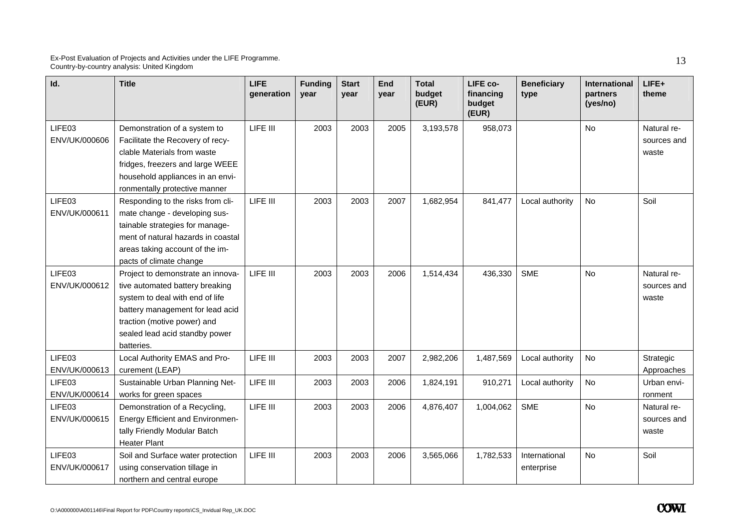| Id. | Title | LIFE generation | Funding year | Start year | End year | Total budget (EUR) | LIFE co-financing budget (EUR) | Beneficiary type | International partners (yes/no) | LIFE+ theme |
|---|---|---|---|---|---|---|---|---|---|---|
| LIFE03 ENV/UK/000606 | Demonstration of a system to Facilitate the Recovery of recyclable Materials from waste fridges, freezers and large WEEE household appliances in an environmentally protective manner | LIFE III | 2003 | 2003 | 2005 | 3,193,578 | 958,073 | | No | Natural resources and waste |
| LIFE03 ENV/UK/000611 | Responding to the risks from climate change - developing sustainable strategies for management of natural hazards in coastal areas taking account of the impacts of climate change | LIFE III | 2003 | 2003 | 2007 | 1,682,954 | 841,477 | Local authority | No | Soil |
| LIFE03 ENV/UK/000612 | Project to demonstrate an innovative automated battery breaking system to deal with end of life battery management for lead acid traction (motive power) and sealed lead acid standby power batteries. | LIFE III | 2003 | 2003 | 2006 | 1,514,434 | 436,330 | SME | No | Natural resources and waste |
| LIFE03 ENV/UK/000613 | Local Authority EMAS and Procurement (LEAP) | LIFE III | 2003 | 2003 | 2007 | 2,982,206 | 1,487,569 | Local authority | No | Strategic Approaches |
| LIFE03 ENV/UK/000614 | Sustainable Urban Planning Networks for green spaces | LIFE III | 2003 | 2003 | 2006 | 1,824,191 | 910,271 | Local authority | No | Urban environment |
| LIFE03 ENV/UK/000615 | Demonstration of a Recycling, Energy Efficient and Environmentally Friendly Modular Batch Heater Plant | LIFE III | 2003 | 2003 | 2006 | 4,876,407 | 1,004,062 | SME | No | Natural resources and waste |
| LIFE03 ENV/UK/000617 | Soil and Surface water protection using conservation tillage in northern and central europe | LIFE III | 2003 | 2003 | 2006 | 3,565,066 | 1,782,533 | International enterprise | No | Soil |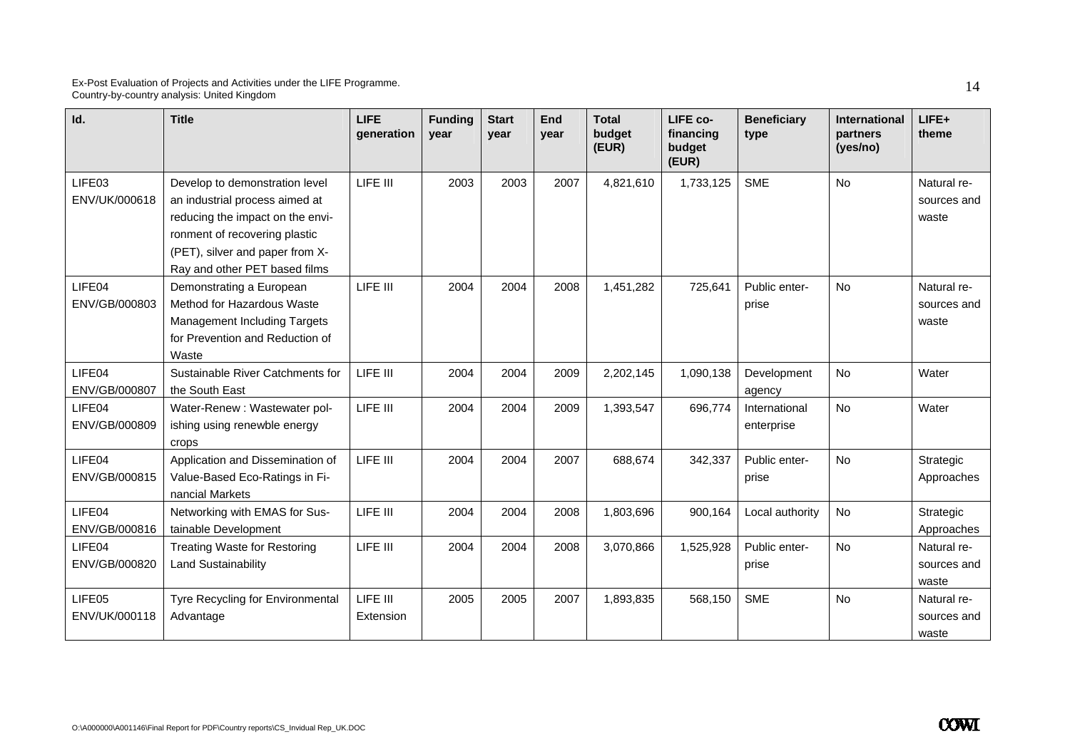| Id. | Title | LIFE generation | Funding year | Start year | End year | Total budget (EUR) | LIFE co-financing budget (EUR) | Beneficiary type | International partners (yes/no) | LIFE+ theme |
|---|---|---|---|---|---|---|---|---|---|---|
| LIFE03 ENV/UK/000618 | Develop to demonstration level an industrial process aimed at reducing the impact on the environment of recovering plastic (PET), silver and paper from X-Ray and other PET based films | LIFE III | 2003 | 2003 | 2007 | 4,821,610 | 1,733,125 | SME | No | Natural resources and waste |
| LIFE04 ENV/GB/000803 | Demonstrating a European Method for Hazardous Waste Management Including Targets for Prevention and Reduction of Waste | LIFE III | 2004 | 2004 | 2008 | 1,451,282 | 725,641 | Public enterprise | No | Natural resources and waste |
| LIFE04 ENV/GB/000807 | Sustainable River Catchments for the South East | LIFE III | 2004 | 2004 | 2009 | 2,202,145 | 1,090,138 | Development agency | No | Water |
| LIFE04 ENV/GB/000809 | Water-Renew : Wastewater polishing using renewble energy crops | LIFE III | 2004 | 2004 | 2009 | 1,393,547 | 696,774 | International enterprise | No | Water |
| LIFE04 ENV/GB/000815 | Application and Dissemination of Value-Based Eco-Ratings in Financial Markets | LIFE III | 2004 | 2004 | 2007 | 688,674 | 342,337 | Public enterprise | No | Strategic Approaches |
| LIFE04 ENV/GB/000816 | Networking with EMAS for Sustainable Development | LIFE III | 2004 | 2004 | 2008 | 1,803,696 | 900,164 | Local authority | No | Strategic Approaches |
| LIFE04 ENV/GB/000820 | Treating Waste for Restoring Land Sustainability | LIFE III | 2004 | 2004 | 2008 | 3,070,866 | 1,525,928 | Public enterprise | No | Natural resources and waste |
| LIFE05 ENV/UK/000118 | Tyre Recycling for Environmental Advantage | LIFE III Extension | 2005 | 2005 | 2007 | 1,893,835 | 568,150 | SME | No | Natural resources and waste |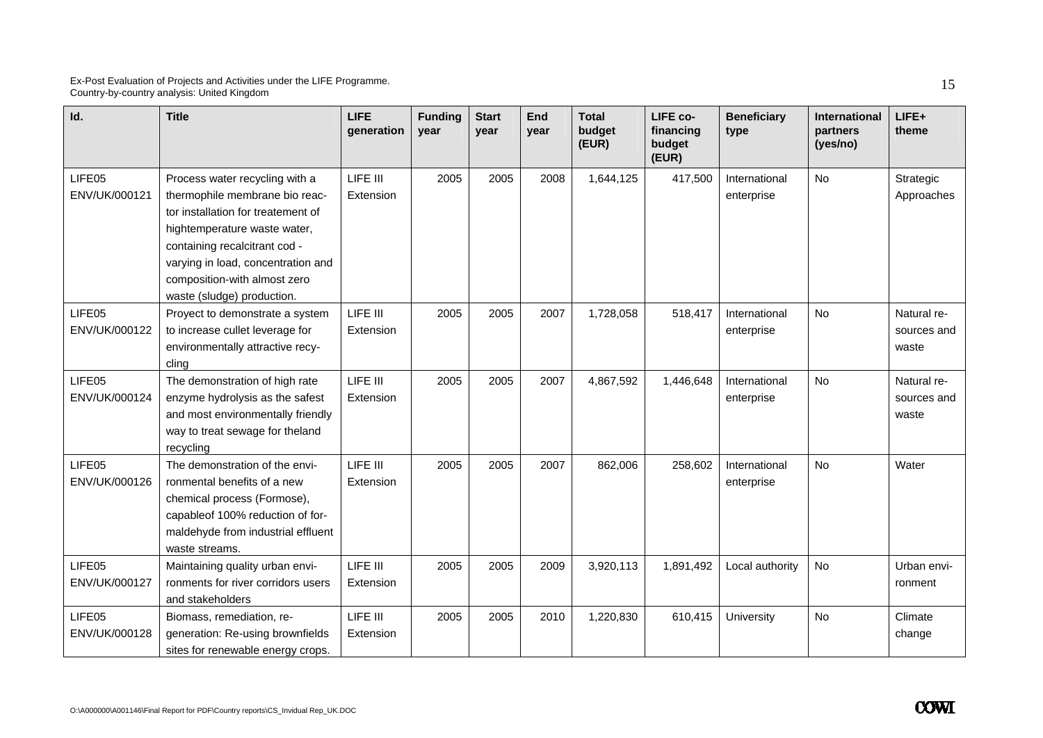| Id. | Title | LIFE generation | Funding year | Start year | End year | Total budget (EUR) | LIFE co-financing budget (EUR) | Beneficiary type | International partners (yes/no) | LIFE+ theme |
|---|---|---|---|---|---|---|---|---|---|---|
| LIFE05 ENV/UK/000121 | Process water recycling with a thermophile membrane bio reactor installation for treatement of hightemperature waste water, containing recalcitrant cod - varying in load, concentration and composition-with almost zero waste (sludge) production. | LIFE III Extension | 2005 | 2005 | 2008 | 1,644,125 | 417,500 | International enterprise | No | Strategic Approaches |
| LIFE05 ENV/UK/000122 | Proyect to demonstrate a system to increase cullet leverage for environmentally attractive recycling | LIFE III Extension | 2005 | 2005 | 2007 | 1,728,058 | 518,417 | International enterprise | No | Natural resources and waste |
| LIFE05 ENV/UK/000124 | The demonstration of high rate enzyme hydrolysis as the safest and most environmentally friendly way to treat sewage for theland recycling | LIFE III Extension | 2005 | 2005 | 2007 | 4,867,592 | 1,446,648 | International enterprise | No | Natural resources and waste |
| LIFE05 ENV/UK/000126 | The demonstration of the environmental benefits of a new chemical process (Formose), capableof 100% reduction of formaldehyde from industrial effluent waste streams. | LIFE III Extension | 2005 | 2005 | 2007 | 862,006 | 258,602 | International enterprise | No | Water |
| LIFE05 ENV/UK/000127 | Maintaining quality urban environments for river corridors users and stakeholders | LIFE III Extension | 2005 | 2005 | 2009 | 3,920,113 | 1,891,492 | Local authority | No | Urban environment |
| LIFE05 ENV/UK/000128 | Biomass, remediation, re-generation: Re-using brownfields sites for renewable energy crops. | LIFE III Extension | 2005 | 2005 | 2010 | 1,220,830 | 610,415 | University | No | Climate change |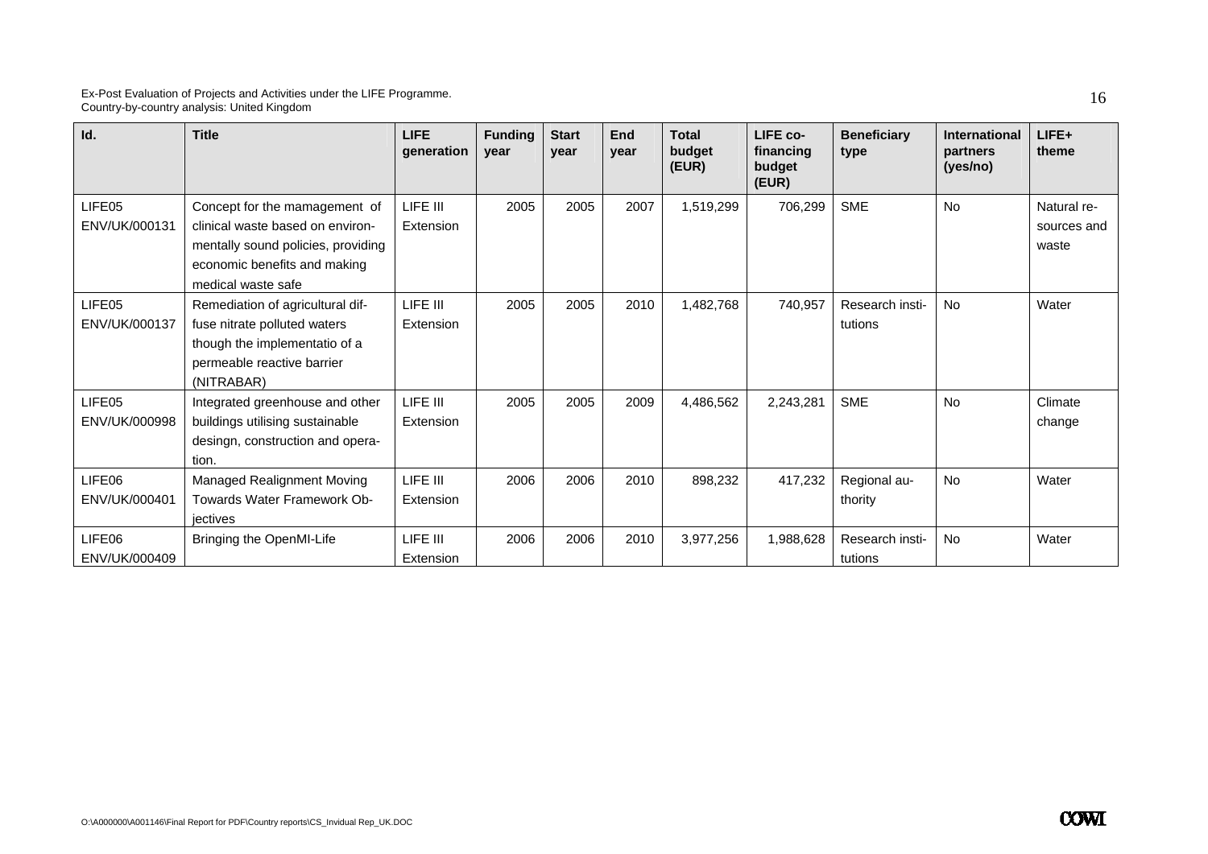| Id. | Title | LIFE generation | Funding year | Start year | End year | Total budget (EUR) | LIFE co-financing budget (EUR) | Beneficiary type | International partners (yes/no) | LIFE+ theme |
|---|---|---|---|---|---|---|---|---|---|---|
| LIFE05 ENV/UK/000131 | Concept for the mamagement of clinical waste based on environmentally sound policies, providing economic benefits and making medical waste safe | LIFE III Extension | 2005 | 2005 | 2007 | 1,519,299 | 706,299 | SME | No | Natural resources and waste |
| LIFE05 ENV/UK/000137 | Remediation of agricultural diffuse nitrate polluted waters though the implementatio of a permeable reactive barrier (NITRABAR) | LIFE III Extension | 2005 | 2005 | 2010 | 1,482,768 | 740,957 | Research institutions | No | Water |
| LIFE05 ENV/UK/000998 | Integrated greenhouse and other buildings utilising sustainable desingn, construction and operation. | LIFE III Extension | 2005 | 2005 | 2009 | 4,486,562 | 2,243,281 | SME | No | Climate change |
| LIFE06 ENV/UK/000401 | Managed Realignment Moving Towards Water Framework Objectives | LIFE III Extension | 2006 | 2006 | 2010 | 898,232 | 417,232 | Regional authority | No | Water |
| LIFE06 ENV/UK/000409 | Bringing the OpenMI-Life | LIFE III Extension | 2006 | 2006 | 2010 | 3,977,256 | 1,988,628 | Research institutions | No | Water |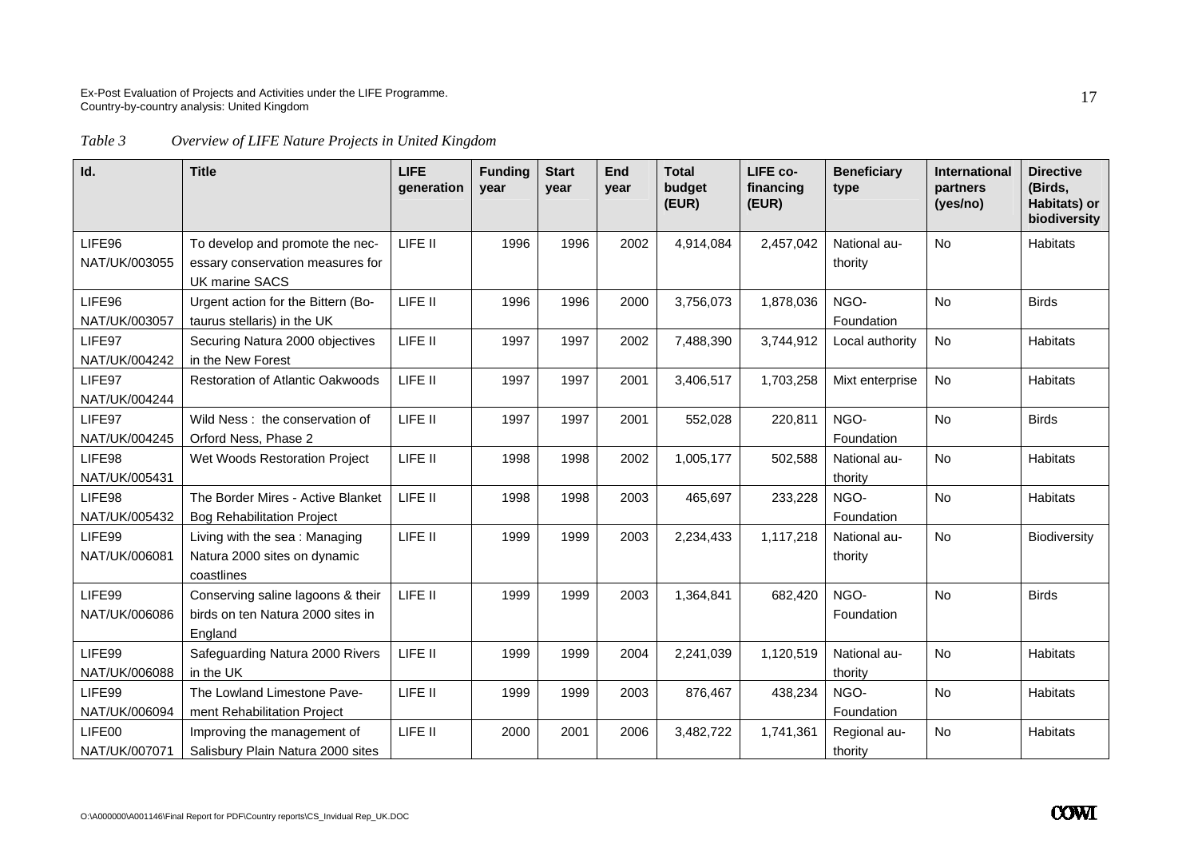*Table 3 Overview of LIFE Nature Projects in United Kingdom*

| Id. | Title | LIFE generation | Funding year | Start year | End year | Total budget (EUR) | LIFE co-financing (EUR) | Beneficiary type | International partners (yes/no) | Directive (Birds, Habitats) or biodiversity |
|---|---|---|---|---|---|---|---|---|---|---|
| LIFE96 NAT/UK/003055 | To develop and promote the necessary conservation measures for UK marine SACS | LIFE II | 1996 | 1996 | 2002 | 4,914,084 | 2,457,042 | National authority | No | Habitats |
| LIFE96 NAT/UK/003057 | Urgent action for the Bittern (Botaurus stellaris) in the UK | LIFE II | 1996 | 1996 | 2000 | 3,756,073 | 1,878,036 | NGO-Foundation | No | Birds |
| LIFE97 NAT/UK/004242 | Securing Natura 2000 objectives in the New Forest | LIFE II | 1997 | 1997 | 2002 | 7,488,390 | 3,744,912 | Local authority | No | Habitats |
| LIFE97 NAT/UK/004244 | Restoration of Atlantic Oakwoods | LIFE II | 1997 | 1997 | 2001 | 3,406,517 | 1,703,258 | Mixt enterprise | No | Habitats |
| LIFE97 NAT/UK/004245 | Wild Ness : the conservation of Orford Ness, Phase 2 | LIFE II | 1997 | 1997 | 2001 | 552,028 | 220,811 | NGO-Foundation | No | Birds |
| LIFE98 NAT/UK/005431 | Wet Woods Restoration Project | LIFE II | 1998 | 1998 | 2002 | 1,005,177 | 502,588 | National authority | No | Habitats |
| LIFE98 NAT/UK/005432 | The Border Mires - Active Blanket Bog Rehabilitation Project | LIFE II | 1998 | 1998 | 2003 | 465,697 | 233,228 | NGO-Foundation | No | Habitats |
| LIFE99 NAT/UK/006081 | Living with the sea : Managing Natura 2000 sites on dynamic coastlines | LIFE II | 1999 | 1999 | 2003 | 2,234,433 | 1,117,218 | National authority | No | Biodiversity |
| LIFE99 NAT/UK/006086 | Conserving saline lagoons & their birds on ten Natura 2000 sites in England | LIFE II | 1999 | 1999 | 2003 | 1,364,841 | 682,420 | NGO-Foundation | No | Birds |
| LIFE99 NAT/UK/006088 | Safeguarding Natura 2000 Rivers in the UK | LIFE II | 1999 | 1999 | 2004 | 2,241,039 | 1,120,519 | National authority | No | Habitats |
| LIFE99 NAT/UK/006094 | The Lowland Limestone Pavement Rehabilitation Project | LIFE II | 1999 | 1999 | 2003 | 876,467 | 438,234 | NGO-Foundation | No | Habitats |
| LIFE00 NAT/UK/007071 | Improving the management of Salisbury Plain Natura 2000 sites | LIFE II | 2000 | 2001 | 2006 | 3,482,722 | 1,741,361 | Regional authority | No | Habitats |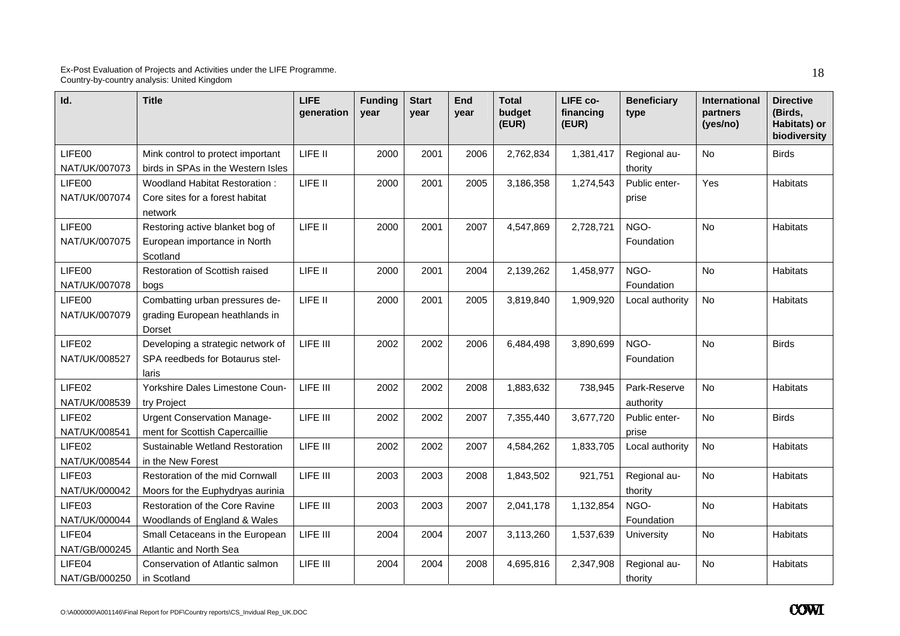| Id. | Title | LIFE generation | Funding year | Start year | End year | Total budget (EUR) | LIFE co-financing (EUR) | Beneficiary type | International partners (yes/no) | Directive (Birds, Habitats) or biodiversity |
|---|---|---|---|---|---|---|---|---|---|---|
| LIFE00 NAT/UK/007073 | Mink control to protect important birds in SPAs in the Western Isles | LIFE II | 2000 | 2001 | 2006 | 2,762,834 | 1,381,417 | Regional authority | No | Birds |
| LIFE00 NAT/UK/007074 | Woodland Habitat Restoration : Core sites for a forest habitat network | LIFE II | 2000 | 2001 | 2005 | 3,186,358 | 1,274,543 | Public enterprise | Yes | Habitats |
| LIFE00 NAT/UK/007075 | Restoring active blanket bog of European importance in North Scotland | LIFE II | 2000 | 2001 | 2007 | 4,547,869 | 2,728,721 | NGO-Foundation | No | Habitats |
| LIFE00 NAT/UK/007078 | Restoration of Scottish raised bogs | LIFE II | 2000 | 2001 | 2004 | 2,139,262 | 1,458,977 | NGO-Foundation | No | Habitats |
| LIFE00 NAT/UK/007079 | Combatting urban pressures degrading European heathlands in Dorset | LIFE II | 2000 | 2001 | 2005 | 3,819,840 | 1,909,920 | Local authority | No | Habitats |
| LIFE02 NAT/UK/008527 | Developing a strategic network of SPA reedbeds for Botaurus stellaris | LIFE III | 2002 | 2002 | 2006 | 6,484,498 | 3,890,699 | NGO-Foundation | No | Birds |
| LIFE02 NAT/UK/008539 | Yorkshire Dales Limestone Country Project | LIFE III | 2002 | 2002 | 2008 | 1,883,632 | 738,945 | Park-Reserve authority | No | Habitats |
| LIFE02 NAT/UK/008541 | Urgent Conservation Management for Scottish Capercaillie | LIFE III | 2002 | 2002 | 2007 | 7,355,440 | 3,677,720 | Public enterprise | No | Birds |
| LIFE02 NAT/UK/008544 | Sustainable Wetland Restoration in the New Forest | LIFE III | 2002 | 2002 | 2007 | 4,584,262 | 1,833,705 | Local authority | No | Habitats |
| LIFE03 NAT/UK/000042 | Restoration of the mid Cornwall Moors for the Euphydryas aurinia | LIFE III | 2003 | 2003 | 2008 | 1,843,502 | 921,751 | Regional authority | No | Habitats |
| LIFE03 NAT/UK/000044 | Restoration of the Core Ravine Woodlands of England & Wales | LIFE III | 2003 | 2003 | 2007 | 2,041,178 | 1,132,854 | NGO-Foundation | No | Habitats |
| LIFE04 NAT/GB/000245 | Small Cetaceans in the European Atlantic and North Sea | LIFE III | 2004 | 2004 | 2007 | 3,113,260 | 1,537,639 | University | No | Habitats |
| LIFE04 NAT/GB/000250 | Conservation of Atlantic salmon in Scotland | LIFE III | 2004 | 2004 | 2008 | 4,695,816 | 2,347,908 | Regional authority | No | Habitats |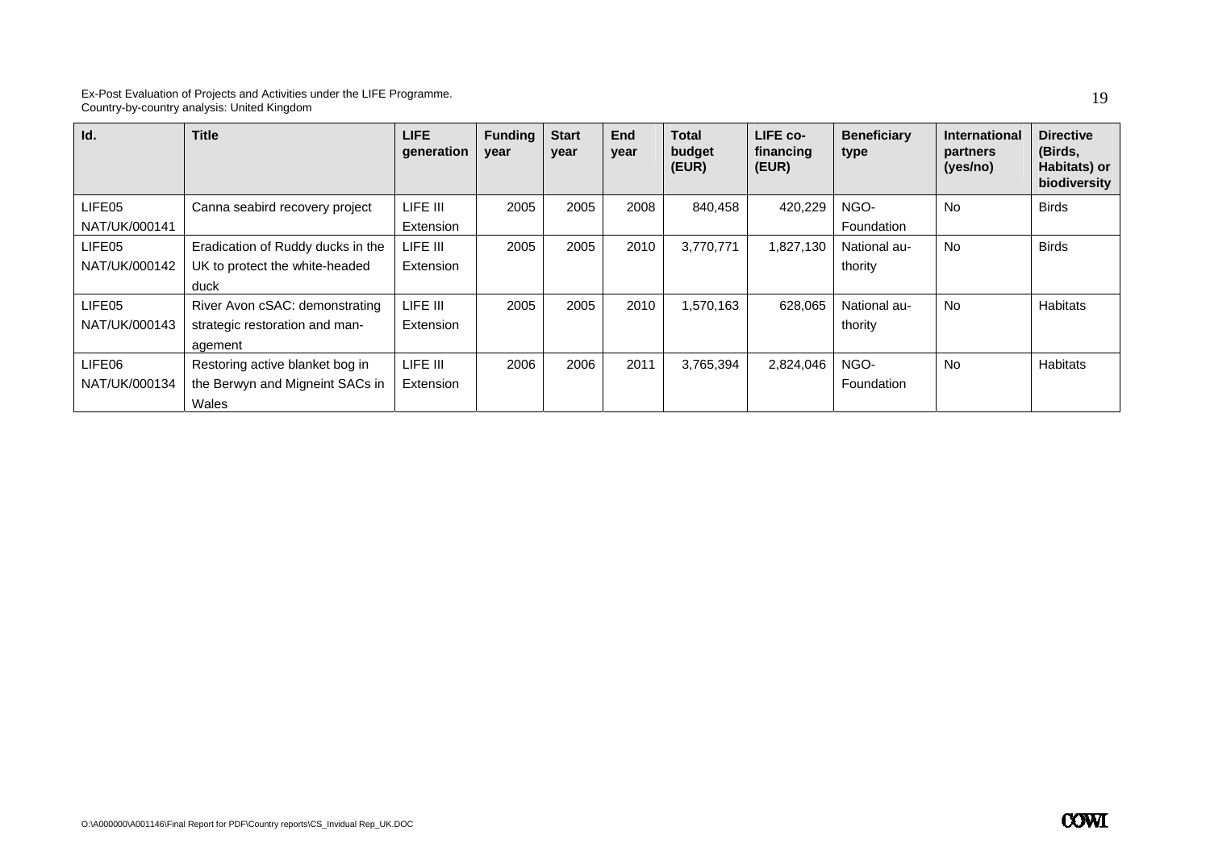| Id. | Title | LIFE generation | Funding year | Start year | End year | Total budget (EUR) | LIFE co-financing (EUR) | Beneficiary type | International partners (yes/no) | Directive (Birds, Habitats) or biodiversity |
|---|---|---|---|---|---|---|---|---|---|---|
| LIFE05 NAT/UK/000141 | Canna seabird recovery project | LIFE III Extension | 2005 | 2005 | 2008 | 840,458 | 420,229 | NGO-Foundation | No | Birds |
| LIFE05 NAT/UK/000142 | Eradication of Ruddy ducks in the UK to protect the white-headed duck | LIFE III Extension | 2005 | 2005 | 2010 | 3,770,771 | 1,827,130 | National authority | No | Birds |
| LIFE05 NAT/UK/000143 | River Avon cSAC: demonstrating strategic restoration and management | LIFE III Extension | 2005 | 2005 | 2010 | 1,570,163 | 628,065 | National authority | No | Habitats |
| LIFE06 NAT/UK/000134 | Restoring active blanket bog in the Berwyn and Migneint SACs in Wales | LIFE III Extension | 2006 | 2006 | 2011 | 3,765,394 | 2,824,046 | NGO-Foundation | No | Habitats |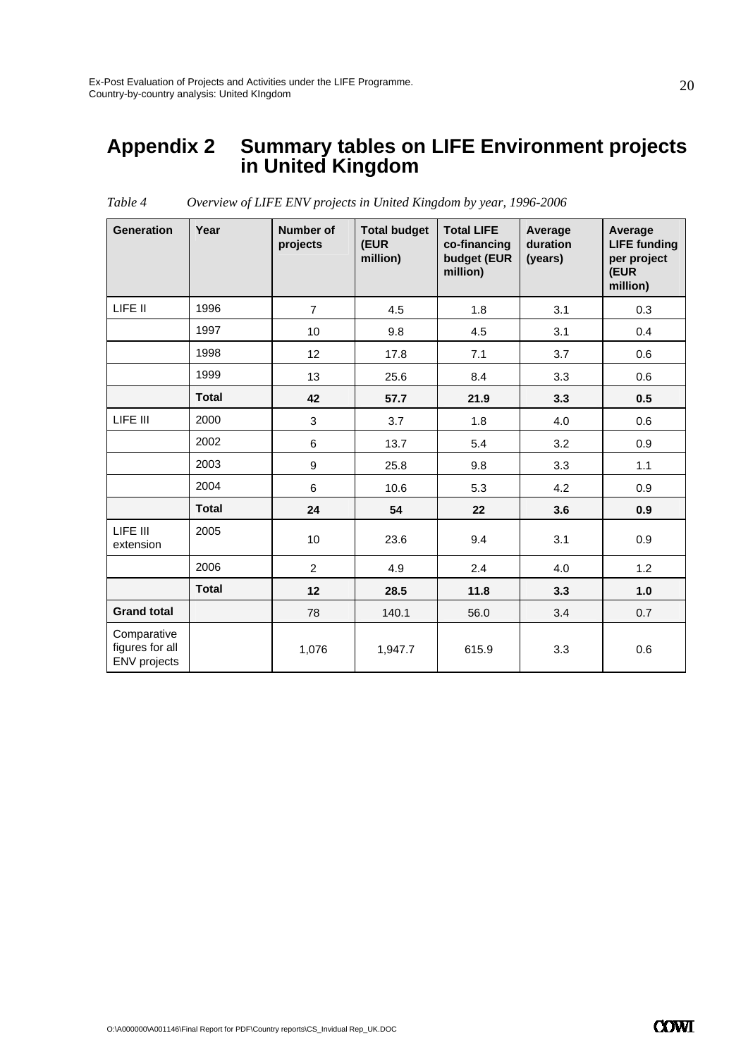# Appendix 2 Summary tables on LIFE Environment projects in United Kingdom

*Table 4 Overview of LIFE ENV projects in United Kingdom by year, 1996-2006*

| Generation | Year | Number of projects | Total budget (EUR million) | Total LIFE co-financing budget (EUR million) | Average duration (years) | Average LIFE funding per project (EUR million) |
|---|---|---|---|---|---|---|
| LIFE II | 1996 | 7 | 4.5 | 1.8 | 3.1 | 0.3 |
| | 1997 | 10 | 9.8 | 4.5 | 3.1 | 0.4 |
| | 1998 | 12 | 17.8 | 7.1 | 3.7 | 0.6 |
| | 1999 | 13 | 25.6 | 8.4 | 3.3 | 0.6 |
| | **Total** | **42** | **57.7** | **21.9** | **3.3** | **0.5** |
| LIFE III | 2000 | 3 | 3.7 | 1.8 | 4.0 | 0.6 |
| | 2002 | 6 | 13.7 | 5.4 | 3.2 | 0.9 |
| | 2003 | 9 | 25.8 | 9.8 | 3.3 | 1.1 |
| | 2004 | 6 | 10.6 | 5.3 | 4.2 | 0.9 |
| | **Total** | **24** | **54** | **22** | **3.6** | **0.9** |
| LIFE III extension | 2005 | 10 | 23.6 | 9.4 | 3.1 | 0.9 |
| | 2006 | 2 | 4.9 | 2.4 | 4.0 | 1.2 |
| | **Total** | **12** | **28.5** | **11.8** | **3.3** | **1.0** |
| **Grand total** | | 78 | 140.1 | 56.0 | 3.4 | 0.7 |
| Comparative figures for all ENV projects | | 1,076 | 1,947.7 | 615.9 | 3.3 | 0.6 |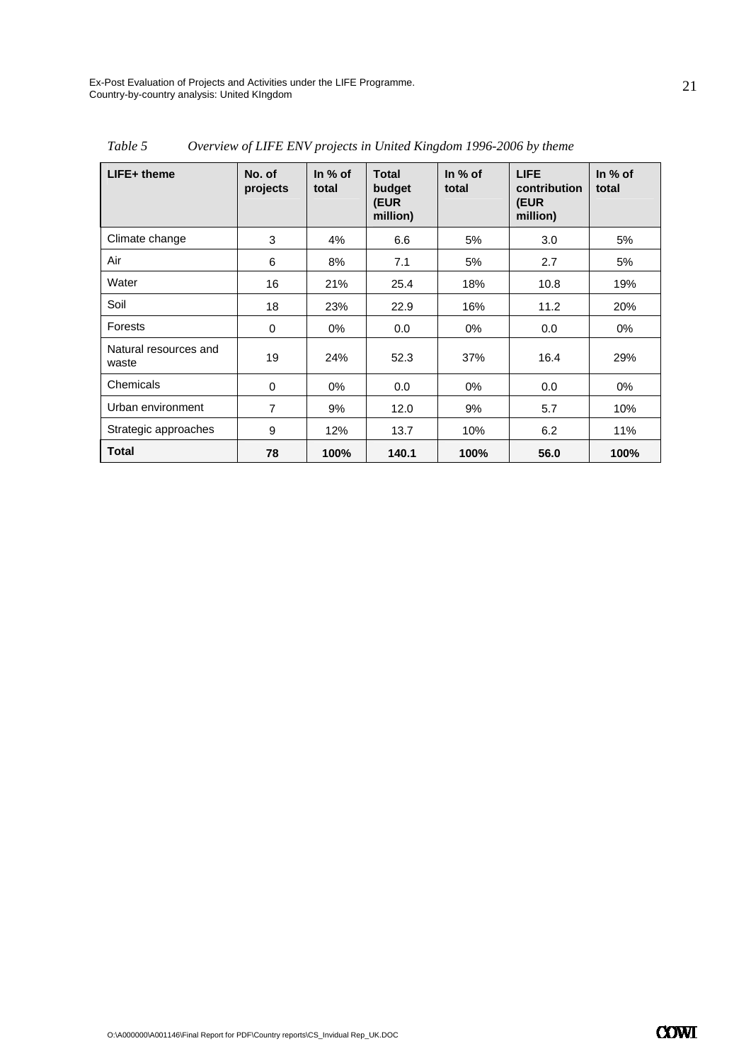*Table 5 Overview of LIFE ENV projects in United Kingdom 1996-2006 by theme*

| LIFE+ theme | No. of projects | In % of total | Total budget (EUR million) | In % of total | LIFE contribution (EUR million) | In % of total |
|---|---|---|---|---|---|---|
| Climate change | 3 | 4% | 6.6 | 5% | 3.0 | 5% |
| Air | 6 | 8% | 7.1 | 5% | 2.7 | 5% |
| Water | 16 | 21% | 25.4 | 18% | 10.8 | 19% |
| Soil | 18 | 23% | 22.9 | 16% | 11.2 | 20% |
| Forests | 0 | 0% | 0.0 | 0% | 0.0 | 0% |
| Natural resources and waste | 19 | 24% | 52.3 | 37% | 16.4 | 29% |
| Chemicals | 0 | 0% | 0.0 | 0% | 0.0 | 0% |
| Urban environment | 7 | 9% | 12.0 | 9% | 5.7 | 10% |
| Strategic approaches | 9 | 12% | 13.7 | 10% | 6.2 | 11% |
| **Total** | **78** | **100%** | **140.1** | **100%** | **56.0** | **100%** |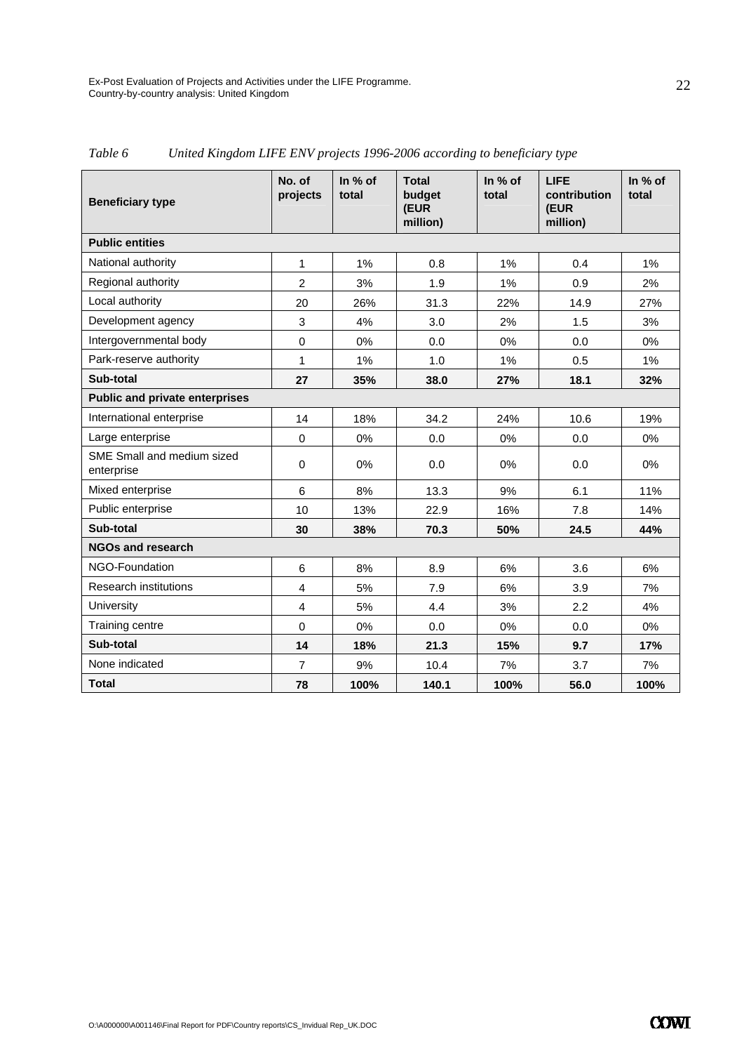*Table 6　　United Kingdom LIFE ENV projects 1996-2006 according to beneficiary type*

| Beneficiary type | No. of projects | In % of total | Total budget (EUR million) | In % of total | LIFE contribution (EUR million) | In % of total |
|---|---|---|---|---|---|---|
| **Public entities** | | | | | | |
| National authority | 1 | 1% | 0.8 | 1% | 0.4 | 1% |
| Regional authority | 2 | 3% | 1.9 | 1% | 0.9 | 2% |
| Local authority | 20 | 26% | 31.3 | 22% | 14.9 | 27% |
| Development agency | 3 | 4% | 3.0 | 2% | 1.5 | 3% |
| Intergovernmental body | 0 | 0% | 0.0 | 0% | 0.0 | 0% |
| Park-reserve authority | 1 | 1% | 1.0 | 1% | 0.5 | 1% |
| **Sub-total** | **27** | **35%** | **38.0** | **27%** | **18.1** | **32%** |
| **Public and private enterprises** | | | | | | |
| International enterprise | 14 | 18% | 34.2 | 24% | 10.6 | 19% |
| Large enterprise | 0 | 0% | 0.0 | 0% | 0.0 | 0% |
| SME Small and medium sized enterprise | 0 | 0% | 0.0 | 0% | 0.0 | 0% |
| Mixed enterprise | 6 | 8% | 13.3 | 9% | 6.1 | 11% |
| Public enterprise | 10 | 13% | 22.9 | 16% | 7.8 | 14% |
| **Sub-total** | **30** | **38%** | **70.3** | **50%** | **24.5** | **44%** |
| **NGOs and research** | | | | | | |
| NGO-Foundation | 6 | 8% | 8.9 | 6% | 3.6 | 6% |
| Research institutions | 4 | 5% | 7.9 | 6% | 3.9 | 7% |
| University | 4 | 5% | 4.4 | 3% | 2.2 | 4% |
| Training centre | 0 | 0% | 0.0 | 0% | 0.0 | 0% |
| **Sub-total** | **14** | **18%** | **21.3** | **15%** | **9.7** | **17%** |
| None indicated | 7 | 9% | 10.4 | 7% | 3.7 | 7% |
| **Total** | **78** | **100%** | **140.1** | **100%** | **56.0** | **100%** |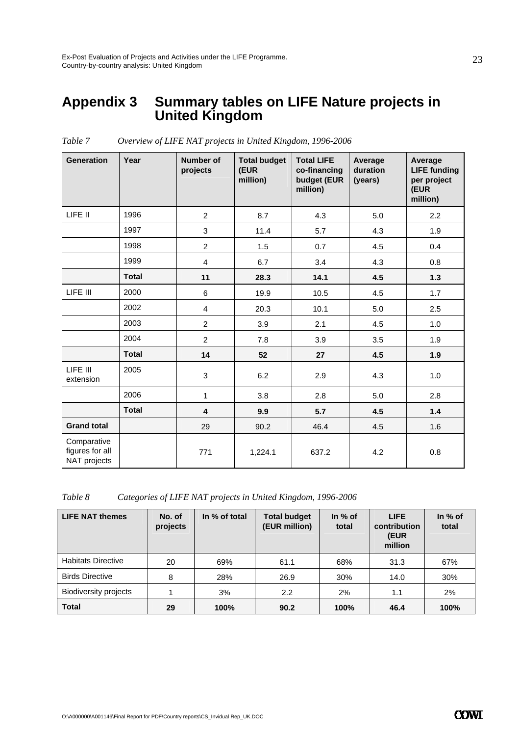# Appendix 3 Summary tables on LIFE Nature projects in United Kingdom

*Table 7 Overview of LIFE NAT projects in United Kingdom, 1996-2006*

| Generation | Year | Number of projects | Total budget (EUR million) | Total LIFE co-financing budget (EUR million) | Average duration (years) | Average LIFE funding per project (EUR million) |
|---|---|---|---|---|---|---|
| LIFE II | 1996 | 2 | 8.7 | 4.3 | 5.0 | 2.2 |
| | 1997 | 3 | 11.4 | 5.7 | 4.3 | 1.9 |
| | 1998 | 2 | 1.5 | 0.7 | 4.5 | 0.4 |
| | 1999 | 4 | 6.7 | 3.4 | 4.3 | 0.8 |
| | **Total** | **11** | **28.3** | **14.1** | **4.5** | **1.3** |
| LIFE III | 2000 | 6 | 19.9 | 10.5 | 4.5 | 1.7 |
| | 2002 | 4 | 20.3 | 10.1 | 5.0 | 2.5 |
| | 2003 | 2 | 3.9 | 2.1 | 4.5 | 1.0 |
| | 2004 | 2 | 7.8 | 3.9 | 3.5 | 1.9 |
| | **Total** | **14** | **52** | **27** | **4.5** | **1.9** |
| LIFE III extension | 2005 | 3 | 6.2 | 2.9 | 4.3 | 1.0 |
| | 2006 | 1 | 3.8 | 2.8 | 5.0 | 2.8 |
| | **Total** | **4** | **9.9** | **5.7** | **4.5** | **1.4** |
| **Grand total** | | 29 | 90.2 | 46.4 | 4.5 | 1.6 |
| Comparative figures for all NAT projects | | 771 | 1,224.1 | 637.2 | 4.2 | 0.8 |

*Table 8 Categories of LIFE NAT projects in United Kingdom, 1996-2006*

| LIFE NAT themes | No. of projects | In % of total | Total budget (EUR million) | In % of total | LIFE contribution (EUR million | In % of total |
|---|---|---|---|---|---|---|
| Habitats Directive | 20 | 69% | 61.1 | 68% | 31.3 | 67% |
| Birds Directive | 8 | 28% | 26.9 | 30% | 14.0 | 30% |
| Biodiversity projects | 1 | 3% | 2.2 | 2% | 1.1 | 2% |
| **Total** | **29** | **100%** | **90.2** | **100%** | **46.4** | **100%** |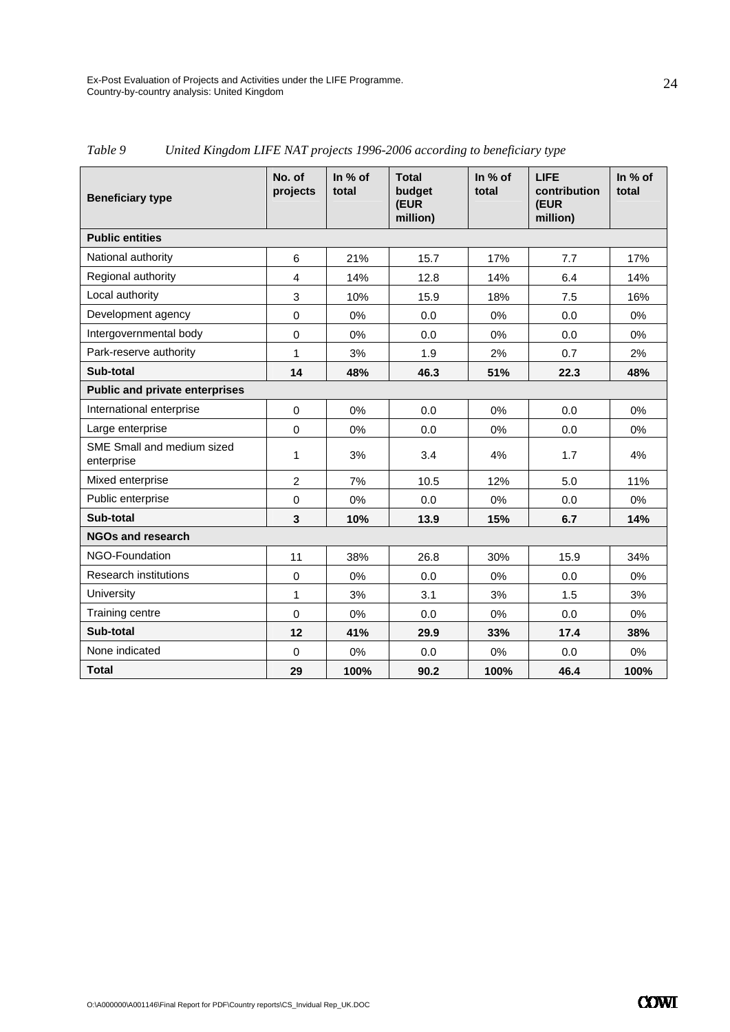*Table 9 United Kingdom LIFE NAT projects 1996-2006 according to beneficiary type*

| Beneficiary type | No. of projects | In % of total | Total budget (EUR million) | In % of total | LIFE contribution (EUR million) | In % of total |
|---|---|---|---|---|---|---|
| **Public entities** | | | | | | |
| National authority | 6 | 21% | 15.7 | 17% | 7.7 | 17% |
| Regional authority | 4 | 14% | 12.8 | 14% | 6.4 | 14% |
| Local authority | 3 | 10% | 15.9 | 18% | 7.5 | 16% |
| Development agency | 0 | 0% | 0.0 | 0% | 0.0 | 0% |
| Intergovernmental body | 0 | 0% | 0.0 | 0% | 0.0 | 0% |
| Park-reserve authority | 1 | 3% | 1.9 | 2% | 0.7 | 2% |
| **Sub-total** | **14** | **48%** | **46.3** | **51%** | **22.3** | **48%** |
| **Public and private enterprises** | | | | | | |
| International enterprise | 0 | 0% | 0.0 | 0% | 0.0 | 0% |
| Large enterprise | 0 | 0% | 0.0 | 0% | 0.0 | 0% |
| SME Small and medium sized enterprise | 1 | 3% | 3.4 | 4% | 1.7 | 4% |
| Mixed enterprise | 2 | 7% | 10.5 | 12% | 5.0 | 11% |
| Public enterprise | 0 | 0% | 0.0 | 0% | 0.0 | 0% |
| **Sub-total** | **3** | **10%** | **13.9** | **15%** | **6.7** | **14%** |
| **NGOs and research** | | | | | | |
| NGO-Foundation | 11 | 38% | 26.8 | 30% | 15.9 | 34% |
| Research institutions | 0 | 0% | 0.0 | 0% | 0.0 | 0% |
| University | 1 | 3% | 3.1 | 3% | 1.5 | 3% |
| Training centre | 0 | 0% | 0.0 | 0% | 0.0 | 0% |
| **Sub-total** | **12** | **41%** | **29.9** | **33%** | **17.4** | **38%** |
| None indicated | 0 | 0% | 0.0 | 0% | 0.0 | 0% |
| **Total** | **29** | **100%** | **90.2** | **100%** | **46.4** | **100%** |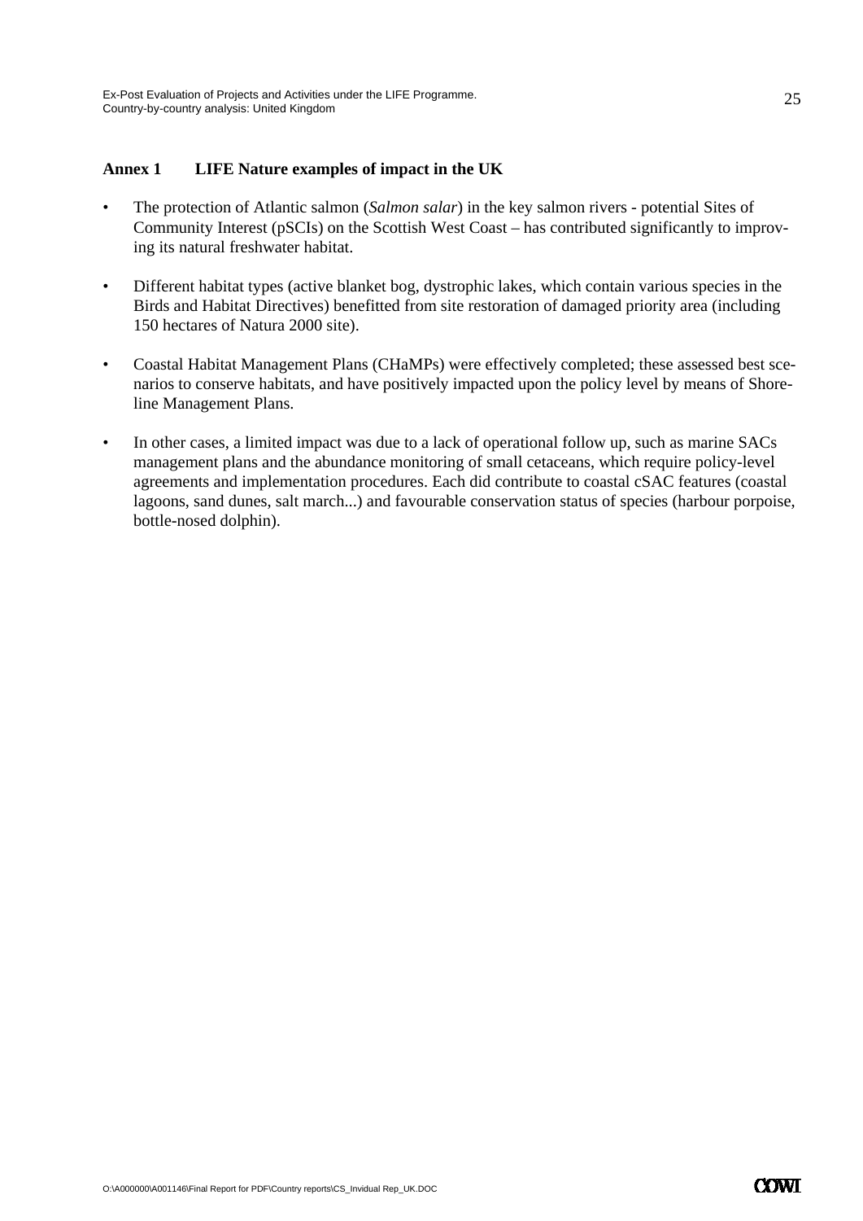## Annex 1 LIFE Nature examples of impact in the UK

- The protection of Atlantic salmon (*Salmon salar*) in the key salmon rivers - potential Sites of Community Interest (pSCIs) on the Scottish West Coast – has contributed significantly to improving its natural freshwater habitat.
- Different habitat types (active blanket bog, dystrophic lakes, which contain various species in the Birds and Habitat Directives) benefitted from site restoration of damaged priority area (including 150 hectares of Natura 2000 site).
- Coastal Habitat Management Plans (CHaMPs) were effectively completed; these assessed best scenarios to conserve habitats, and have positively impacted upon the policy level by means of Shoreline Management Plans.
- In other cases, a limited impact was due to a lack of operational follow up, such as marine SACs management plans and the abundance monitoring of small cetaceans, which require policy-level agreements and implementation procedures. Each did contribute to coastal cSAC features (coastal lagoons, sand dunes, salt march...) and favourable conservation status of species (harbour porpoise, bottle-nosed dolphin).